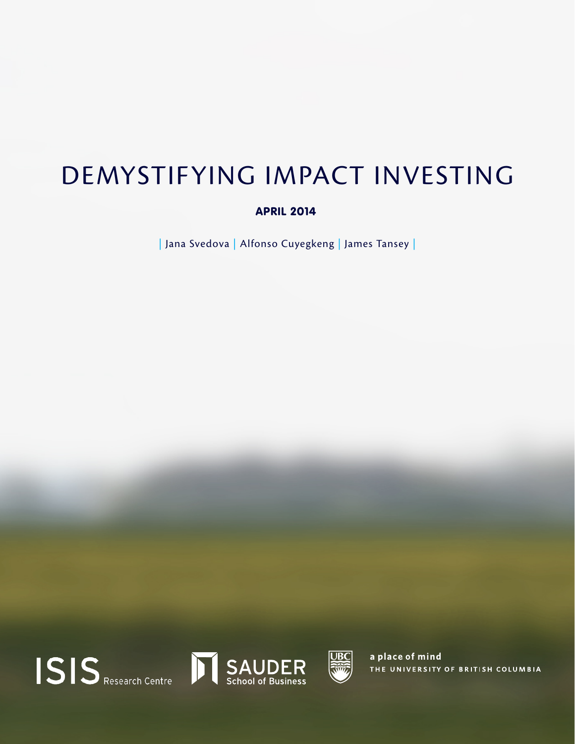# DEMYSTIFYING IMPACT INVESTING

**APRIL 2014**

| Jana Svedova | Alfonso Cuyegkeng | James Tansey |

ISIS Research Centre

SAUDER School of Business

a place of mind
THE UNIVERSITY OF BRITISH COLUMBIA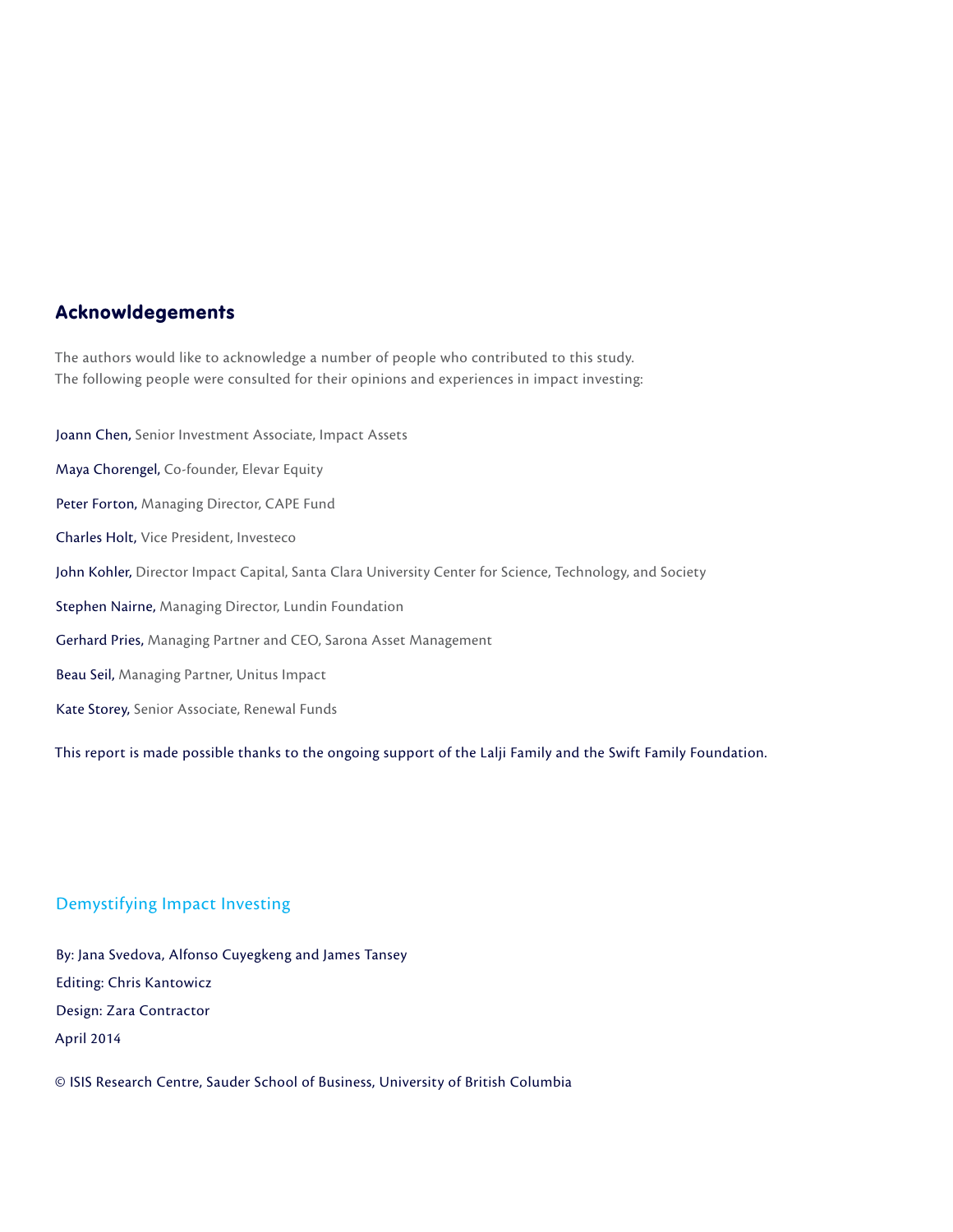## Acknowldegements

The authors would like to acknowledge a number of people who contributed to this study.
The following people were consulted for their opinions and experiences in impact investing:

Joann Chen, Senior Investment Associate, Impact Assets

Maya Chorengel, Co-founder, Elevar Equity

Peter Forton, Managing Director, CAPE Fund

Charles Holt, Vice President, Investeco

John Kohler, Director Impact Capital, Santa Clara University Center for Science, Technology, and Society

Stephen Nairne, Managing Director, Lundin Foundation

Gerhard Pries, Managing Partner and CEO, Sarona Asset Management

Beau Seil, Managing Partner, Unitus Impact

Kate Storey, Senior Associate, Renewal Funds

This report is made possible thanks to the ongoing support of the Lalji Family and the Swift Family Foundation.

Demystifying Impact Investing

By: Jana Svedova, Alfonso Cuyegkeng and James Tansey
Editing: Chris Kantowicz
Design: Zara Contractor
April 2014

© ISIS Research Centre, Sauder School of Business, University of British Columbia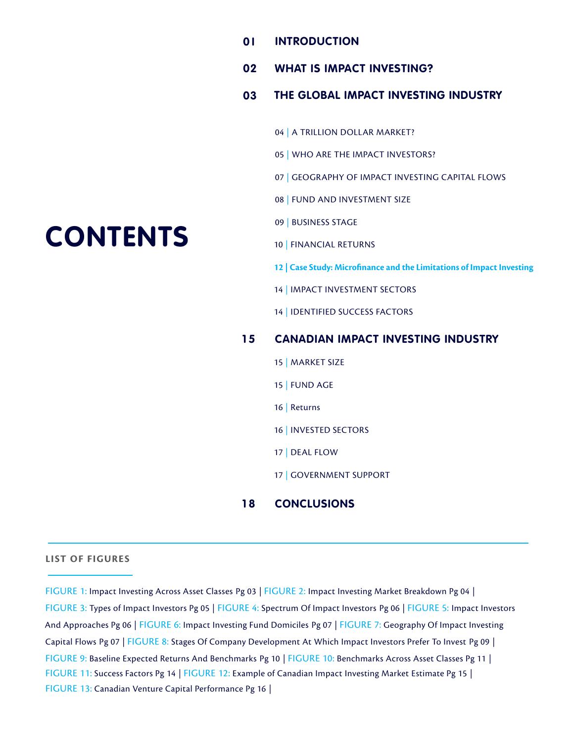# CONTENTS

**01 INTRODUCTION**

**02 WHAT IS IMPACT INVESTING?**

**03 THE GLOBAL IMPACT INVESTING INDUSTRY**

- 04 | A TRILLION DOLLAR MARKET?
- 05 | WHO ARE THE IMPACT INVESTORS?
- 07 | GEOGRAPHY OF IMPACT INVESTING CAPITAL FLOWS
- 08 | FUND AND INVESTMENT SIZE
- 09 | BUSINESS STAGE
- 10 | FINANCIAL RETURNS
- **12 | Case Study: Microfinance and the Limitations of Impact Investing**
- 14 | IMPACT INVESTMENT SECTORS
- 14 | IDENTIFIED SUCCESS FACTORS

**15 CANADIAN IMPACT INVESTING INDUSTRY**

- 15 | MARKET SIZE
- 15 | FUND AGE
- 16 | Returns
- 16 | INVESTED SECTORS
- 17 | DEAL FLOW
- 17 | GOVERNMENT SUPPORT

**18 CONCLUSIONS**

---

**LIST OF FIGURES**

FIGURE 1: Impact Investing Across Asset Classes Pg 03 | FIGURE 2: Impact Investing Market Breakdown Pg 04 | FIGURE 3: Types of Impact Investors Pg 05 | FIGURE 4: Spectrum Of Impact Investors Pg 06 | FIGURE 5: Impact Investors And Approaches Pg 06 | FIGURE 6: Impact Investing Fund Domiciles Pg 07 | FIGURE 7: Geography Of Impact Investing Capital Flows Pg 07 | FIGURE 8: Stages Of Company Development At Which Impact Investors Prefer To Invest Pg 09 | FIGURE 9: Baseline Expected Returns And Benchmarks Pg 10 | FIGURE 10: Benchmarks Across Asset Classes Pg 11 | FIGURE 11: Success Factors Pg 14 | FIGURE 12: Example of Canadian Impact Investing Market Estimate Pg 15 | FIGURE 13: Canadian Venture Capital Performance Pg 16 |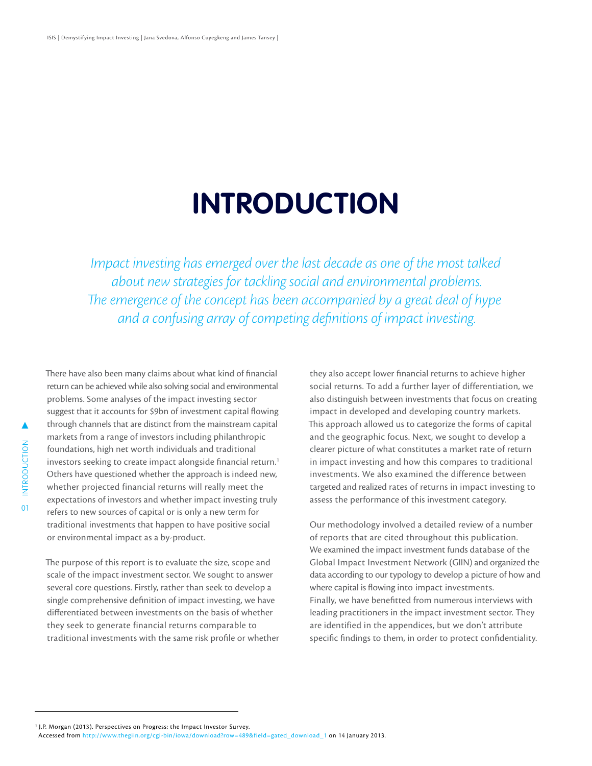# INTRODUCTION

*Impact investing has emerged over the last decade as one of the most talked about new strategies for tackling social and environmental problems. The emergence of the concept has been accompanied by a great deal of hype and a confusing array of competing definitions of impact investing.*

There have also been many claims about what kind of financial return can be achieved while also solving social and environmental problems. Some analyses of the impact investing sector suggest that it accounts for $9bn of investment capital flowing through channels that are distinct from the mainstream capital markets from a range of investors including philanthropic foundations, high net worth individuals and traditional investors seeking to create impact alongside financial return.[1] Others have questioned whether the approach is indeed new, whether projected financial returns will really meet the expectations of investors and whether impact investing truly refers to new sources of capital or is only a new term for traditional investments that happen to have positive social or environmental impact as a by-product.

The purpose of this report is to evaluate the size, scope and scale of the impact investment sector. We sought to answer several core questions. Firstly, rather than seek to develop a single comprehensive definition of impact investing, we have differentiated between investments on the basis of whether they seek to generate financial returns comparable to traditional investments with the same risk profile or whether they also accept lower financial returns to achieve higher social returns. To add a further layer of differentiation, we also distinguish between investments that focus on creating impact in developed and developing country markets. This approach allowed us to categorize the forms of capital and the geographic focus. Next, we sought to develop a clearer picture of what constitutes a market rate of return in impact investing and how this compares to traditional investments. We also examined the difference between targeted and realized rates of returns in impact investing to assess the performance of this investment category.

Our methodology involved a detailed review of a number of reports that are cited throughout this publication. We examined the impact investment funds database of the Global Impact Investment Network (GIIN) and organized the data according to our typology to develop a picture of how and where capital is flowing into impact investments. Finally, we have benefitted from numerous interviews with leading practitioners in the impact investment sector. They are identified in the appendices, but we don't attribute specific findings to them, in order to protect confidentiality.

---

[1] J.P. Morgan (2013). Perspectives on Progress: the Impact Investor Survey. Accessed from http://www.thegiin.org/cgi-bin/iowa/download?row=489&field=gated_download_1 on 14 January 2013.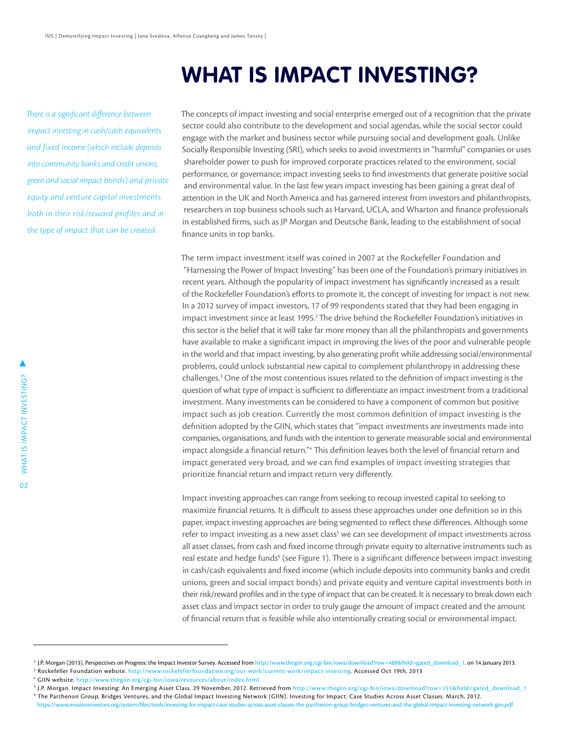# WHAT IS IMPACT INVESTING?

*There is a significant difference between impact investing in cash/cash equivalents and fixed income (which include deposits into community banks and credit unions, green and social impact bonds) and private equity and venture capital investments both in their risk/reward profiles and in the type of impact that can be created.*

The concepts of impact investing and social enterprise emerged out of a recognition that the private sector could also contribute to the development and social agendas, while the social sector could engage with the market and business sector while pursuing social and development goals. Unlike Socially Responsible Investing (SRI), which seeks to avoid investments in "harmful" companies or uses shareholder power to push for improved corporate practices related to the environment, social performance, or governance; impact investing seeks to find investments that generate positive social and environmental value. In the last few years impact investing has been gaining a great deal of attention in the UK and North America and has garnered interest from investors and philanthropists, researchers in top business schools such as Harvard, UCLA, and Wharton and finance professionals in established firms, such as JP Morgan and Deutsche Bank, leading to the establishment of social finance units in top banks.

The term impact investment itself was coined in 2007 at the Rockefeller Foundation and "Harnessing the Power of Impact Investing" has been one of the Foundation's primary initiatives in recent years. Although the popularity of impact investment has significantly increased as a result of the Rockefeller Foundation's efforts to promote it, the concept of investing for impact is not new. In a 2012 survey of impact investors, 17 of 99 respondents stated that they had been engaging in impact investment since at least 1995.[2] The drive behind the Rockefeller Foundation's initiatives in this sector is the belief that it will take far more money than all the philanthropists and governments have available to make a significant impact in improving the lives of the poor and vulnerable people in the world and that impact investing, by also generating profit while addressing social/environmental problems, could unlock substantial new capital to complement philanthropy in addressing these challenges.[3] One of the most contentious issues related to the definition of impact investing is the question of what type of impact is sufficient to differentiate an impact investment from a traditional investment. Many investments can be considered to have a component of common but positive impact such as job creation. Currently the most common definition of impact investing is the definition adopted by the GIIN, which states that "impact investments are investments made into companies, organisations, and funds with the intention to generate measurable social and environmental impact alongside a financial return."[4] This definition leaves both the level of financial return and impact generated very broad, and we can find examples of impact investing strategies that prioritize financial return and impact return very differently.

Impact investing approaches can range from seeking to recoup invested capital to seeking to maximize financial returns. It is difficult to assess these approaches under one definition so in this paper, impact investing approaches are being segmented to reflect these differences. Although some refer to impact investing as a new asset class[5] we can see development of impact investments across all asset classes, from cash and fixed income through private equity to alternative instruments such as real estate and hedge funds[6] (see Figure 1). There is a significant difference between impact investing in cash/cash equivalents and fixed income (which include deposits into community banks and credit unions, green and social impact bonds) and private equity and venture capital investments both in their risk/reward profiles and in the type of impact that can be created. It is necessary to break down each asset class and impact sector in order to truly gauge the amount of impact created and the amount of financial return that is feasible while also intentionally creating social or environmental impact.

---

[2] J.P. Morgan (2013). Perspectives on Progress: the Impact Investor Survey. Accessed from http://www.thegiin.org/cgi-bin/iowa/download?row=489&field=gated_download_1. on 14 January 2013.

[3] Rockefeller Foundation website. http://www.rockefellerfoundation.org/our-work/current-work/impact-investing. Accessed Oct 19th, 2013

[4] GIIN website. http://www.thegiin.org/cgi-bin/iowa/resources/about/index.html

[5] J.P. Morgan. Impact Investing: An Emerging Asset Class. 29 November, 2012. Retrieved from http://www.thegiin.org/cgi-bin/iowa/download?row=151&field=gated_download_1

[6] The Parthenon Group, Bridges Ventures, and the Global Impact Investing Network (GIIN). Investing for Impact: Case Studies Across Asset Classes. March, 2012. https://www.missioninvestors.org/system/files/tools/investing-for-impact-case-studies-across-asset-classes-the-parthenon-group-bridges-ventures-and-the-global-impact-investing-network-giin.pdf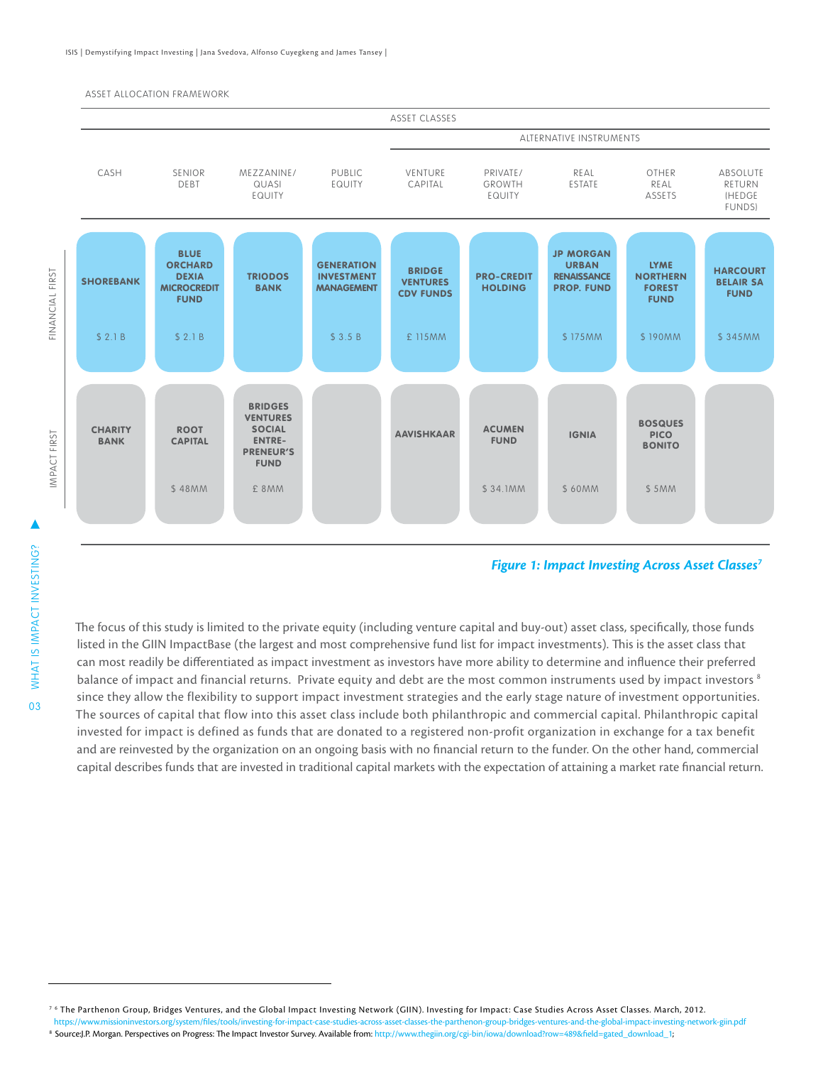ASSET ALLOCATION FRAMEWORK

| | ASSET CLASSES | | | | | | | | |
|---|---|---|---|---|---|---|---|---|---|
| | | | | | ALTERNATIVE INSTRUMENTS | | | | |
| | CASH | SENIOR DEBT | MEZZANINE/ QUASI EQUITY | PUBLIC EQUITY | VENTURE CAPITAL | PRIVATE/ GROWTH EQUITY | REAL ESTATE | OTHER REAL ASSETS | ABSOLUTE RETURN (HEDGE FUNDS) |
| FINANCIAL FIRST | **SHOREBANK** $ 2.1 B | **BLUE ORCHARD DEXIA MICROCREDIT FUND** $ 2.1 B | **TRIODOS BANK** | **GENERATION INVESTMENT MANAGEMENT** $ 3.5 B | **BRIDGE VENTURES CDV FUNDS** £ 115MM | **PRO-CREDIT HOLDING** | **JP MORGAN URBAN RENAISSANCE PROP. FUND** $ 175MM | **LYME NORTHERN FOREST FUND** $ 190MM | **HARCOURT BELAIR SA FUND** $ 345MM |
| IMPACT FIRST | **CHARITY BANK** | **ROOT CAPITAL** $ 48MM | **BRIDGES VENTURES SOCIAL ENTRE-PRENEUR'S FUND** £ 8MM | | **AAVISHKAAR** | **ACUMEN FUND** $ 34.1MM | **IGNIA** $ 60MM | **BOSQUES PICO BONITO** $ 5MM | |

*Figure 1: Impact Investing Across Asset Classes*[7]

The focus of this study is limited to the private equity (including venture capital and buy-out) asset class, specifically, those funds listed in the GIIN ImpactBase (the largest and most comprehensive fund list for impact investments). This is the asset class that can most readily be differentiated as impact investment as investors have more ability to determine and influence their preferred balance of impact and financial returns. Private equity and debt are the most common instruments used by impact investors [8] since they allow the flexibility to support impact investment strategies and the early stage nature of investment opportunities. The sources of capital that flow into this asset class include both philanthropic and commercial capital. Philanthropic capital invested for impact is defined as funds that are donated to a registered non-profit organization in exchange for a tax benefit and are reinvested by the organization on an ongoing basis with no financial return to the funder. On the other hand, commercial capital describes funds that are invested in traditional capital markets with the expectation of attaining a market rate financial return.

---

[7] [6] The Parthenon Group, Bridges Ventures, and the Global Impact Investing Network (GIIN). Investing for Impact: Case Studies Across Asset Classes. March, 2012. https://www.missioninvestors.org/system/files/tools/investing-for-impact-case-studies-across-asset-classes-the-parthenon-group-bridges-ventures-and-the-global-impact-investing-network-giin.pdf

[8] Source:J.P. Morgan. Perspectives on Progress: The Impact Investor Survey. Available from: http://www.thegiin.org/cgi-bin/iowa/download?row=489&field=gated_download_1;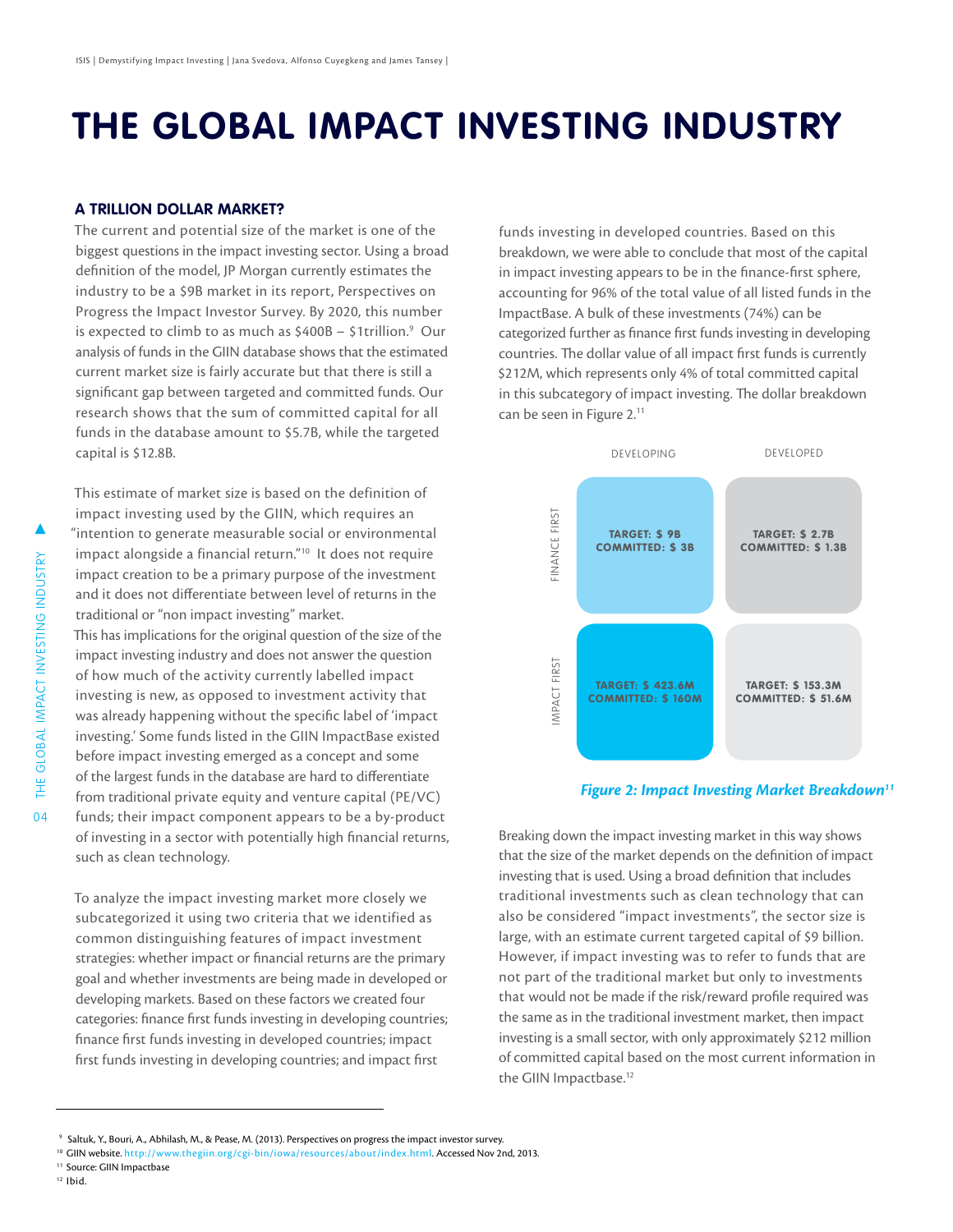# THE GLOBAL IMPACT INVESTING INDUSTRY

### A TRILLION DOLLAR MARKET?

The current and potential size of the market is one of the biggest questions in the impact investing sector. Using a broad definition of the model, JP Morgan currently estimates the industry to be a $9B market in its report, Perspectives on Progress the Impact Investor Survey. By 2020, this number is expected to climb to as much as $400B – $1trillion.[9] Our analysis of funds in the GIIN database shows that the estimated current market size is fairly accurate but that there is still a significant gap between targeted and committed funds. Our research shows that the sum of committed capital for all funds in the database amount to $5.7B, while the targeted capital is $12.8B.

This estimate of market size is based on the definition of impact investing used by the GIIN, which requires an "intention to generate measurable social or environmental impact alongside a financial return."[10] It does not require impact creation to be a primary purpose of the investment and it does not differentiate between level of returns in the traditional or "non impact investing" market.
This has implications for the original question of the size of the impact investing industry and does not answer the question of how much of the activity currently labelled impact investing is new, as opposed to investment activity that was already happening without the specific label of 'impact investing.' Some funds listed in the GIIN ImpactBase existed before impact investing emerged as a concept and some of the largest funds in the database are hard to differentiate from traditional private equity and venture capital (PE/VC) funds; their impact component appears to be a by-product of investing in a sector with potentially high financial returns, such as clean technology.

To analyze the impact investing market more closely we subcategorized it using two criteria that we identified as common distinguishing features of impact investment strategies: whether impact or financial returns are the primary goal and whether investments are being made in developed or developing markets. Based on these factors we created four categories: finance first funds investing in developing countries; finance first funds investing in developed countries; impact first funds investing in developing countries; and impact first funds investing in developed countries. Based on this breakdown, we were able to conclude that most of the capital in impact investing appears to be in the finance-first sphere, accounting for 96% of the total value of all listed funds in the ImpactBase. A bulk of these investments (74%) can be categorized further as finance first funds investing in developing countries. The dollar value of all impact first funds is currently $212M, which represents only 4% of total committed capital in this subcategory of impact investing. The dollar breakdown can be seen in Figure 2.[11]

| | DEVELOPING | DEVELOPED |
|---|---|---|
| FINANCE FIRST | TARGET: $ 9B<br>COMMITTED: $ 3B | TARGET: $ 2.7B<br>COMMITTED: $ 1.3B |
| IMPACT FIRST | TARGET: $ 423.6M<br>COMMITTED: $ 160M | TARGET: $ 153.3M<br>COMMITTED: $ 51.6M |

*Figure 2: Impact Investing Market Breakdown[11]*

Breaking down the impact investing market in this way shows that the size of the market depends on the definition of impact investing that is used. Using a broad definition that includes traditional investments such as clean technology that can also be considered "impact investments", the sector size is large, with an estimate current targeted capital of $9 billion. However, if impact investing was to refer to funds that are not part of the traditional market but only to investments that would not be made if the risk/reward profile required was the same as in the traditional investment market, then impact investing is a small sector, with only approximately $212 million of committed capital based on the most current information in the GIIN Impactbase.[12]

---

[9] Saltuk, Y., Bouri, A., Abhilash, M., & Pease, M. (2013). Perspectives on progress the impact investor survey.

[10] GIIN website. http://www.thegiin.org/cgi-bin/iowa/resources/about/index.html. Accessed Nov 2nd, 2013.

[11] Source: GIIN Impactbase

[12] Ibid.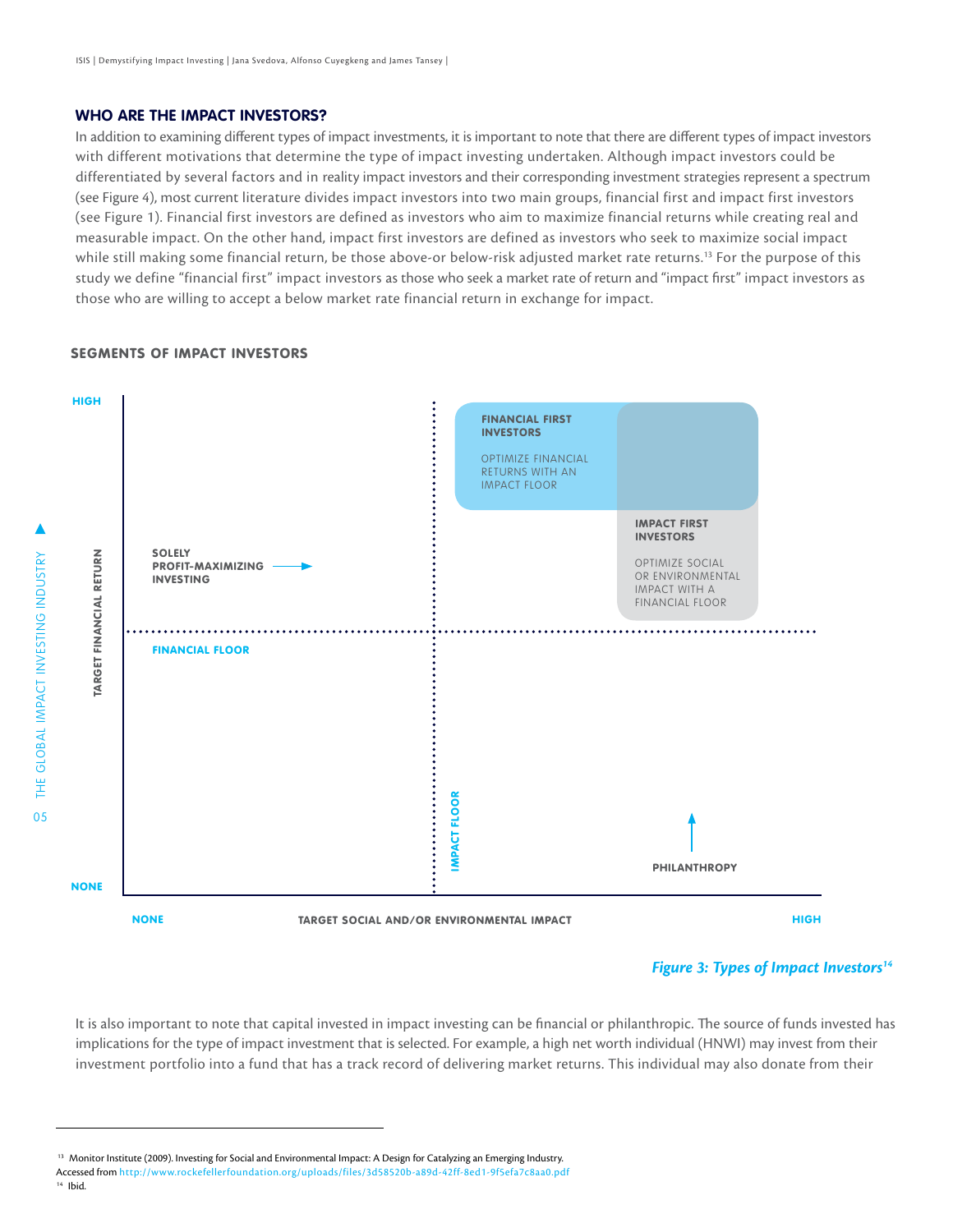### WHO ARE THE IMPACT INVESTORS?

In addition to examining different types of impact investments, it is important to note that there are different types of impact investors with different motivations that determine the type of impact investing undertaken. Although impact investors could be differentiated by several factors and in reality impact investors and their corresponding investment strategies represent a spectrum (see Figure 4), most current literature divides impact investors into two main groups, financial first and impact first investors (see Figure 1). Financial first investors are defined as investors who aim to maximize financial returns while creating real and measurable impact. On the other hand, impact first investors are defined as investors who seek to maximize social impact while still making some financial return, be those above-or below-risk adjusted market rate returns.[13] For the purpose of this study we define "financial first" impact investors as those who seek a market rate of return and "impact first" impact investors as those who are willing to accept a below market rate financial return in exchange for impact.

**SEGMENTS OF IMPACT INVESTORS**

HIGH

TARGET FINANCIAL RETURN

NONE

SOLELY PROFIT-MAXIMIZING INVESTING

FINANCIAL FLOOR

IMPACT FLOOR

**FINANCIAL FIRST INVESTORS**

OPTIMIZE FINANCIAL RETURNS WITH AN IMPACT FLOOR

**IMPACT FIRST INVESTORS**

OPTIMIZE SOCIAL OR ENVIRONMENTAL IMPACT WITH A FINANCIAL FLOOR

PHILANTHROPY

NONE — TARGET SOCIAL AND/OR ENVIRONMENTAL IMPACT — HIGH

*Figure 3: Types of Impact Investors[14]*

It is also important to note that capital invested in impact investing can be financial or philanthropic. The source of funds invested has implications for the type of impact investment that is selected. For example, a high net worth individual (HNWI) may invest from their investment portfolio into a fund that has a track record of delivering market returns. This individual may also donate from their

---

[13] Monitor Institute (2009). Investing for Social and Environmental Impact: A Design for Catalyzing an Emerging Industry. Accessed from http://www.rockefellerfoundation.org/uploads/files/3d58520b-a89d-42ff-8ed1-9f5efa7c8aa0.pdf

[14] Ibid.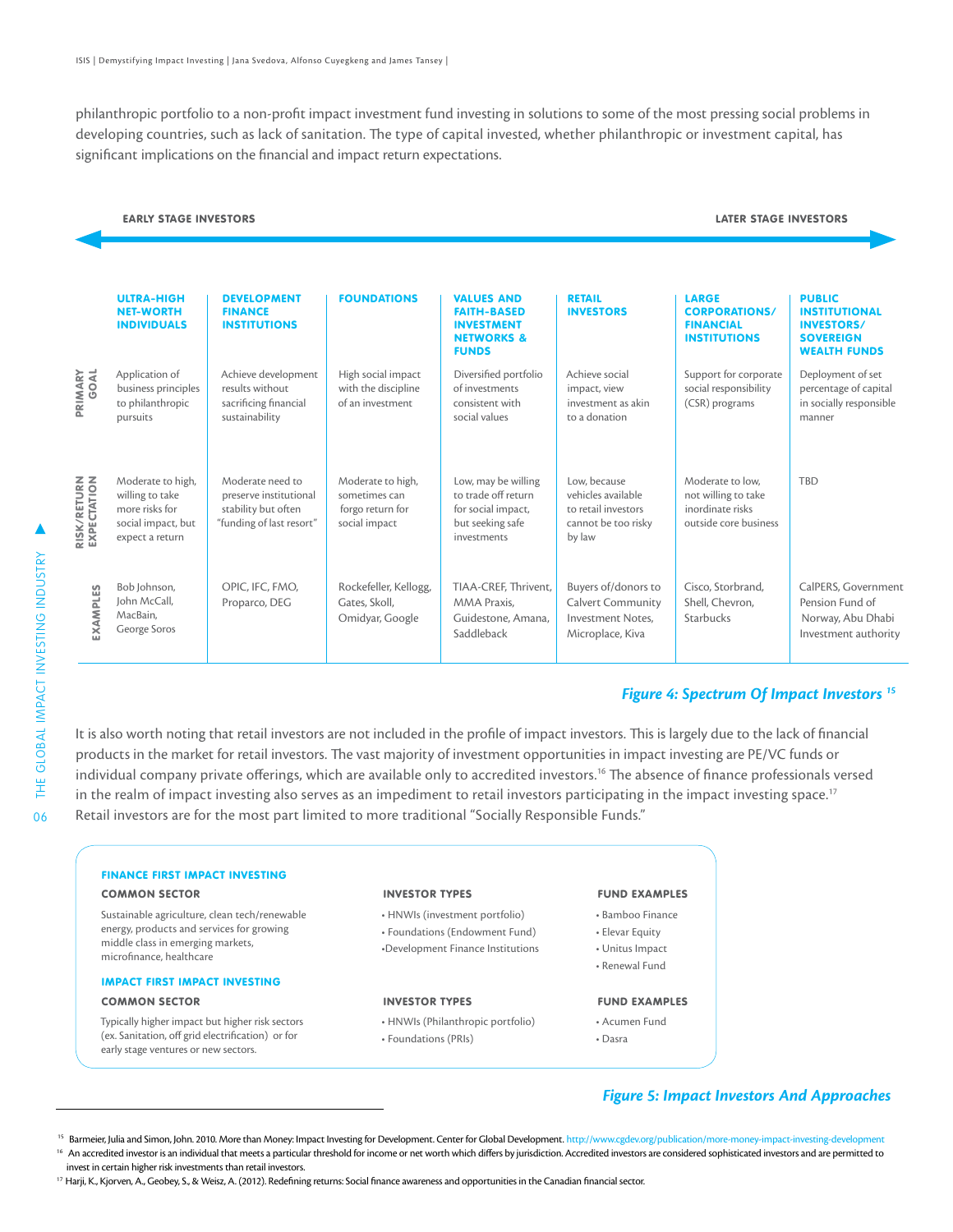philanthropic portfolio to a non-profit impact investment fund investing in solutions to some of the most pressing social problems in developing countries, such as lack of sanitation. The type of capital invested, whether philanthropic or investment capital, has significant implications on the financial and impact return expectations.

**EARLY STAGE INVESTORS** ← → **LATER STAGE INVESTORS**

| | ULTRA-HIGH NET-WORTH INDIVIDUALS | DEVELOPMENT FINANCE INSTITUTIONS | FOUNDATIONS | VALUES AND FAITH-BASED INVESTMENT NETWORKS & FUNDS | RETAIL INVESTORS | LARGE CORPORATIONS/ FINANCIAL INSTITUTIONS | PUBLIC INSTITUTIONAL INVESTORS/ SOVEREIGN WEALTH FUNDS |
|---|---|---|---|---|---|---|---|
| PRIMARY GOAL | Application of business principles to philanthropic pursuits | Achieve development results without sacrificing financial sustainability | High social impact with the discipline of an investment | Diversified portfolio of investments consistent with social values | Achieve social impact, view investment as akin to a donation | Support for corporate social responsibility (CSR) programs | Deployment of set percentage of capital in socially responsible manner |
| RISK/RETURN EXPECTATION | Moderate to high, willing to take more risks for social impact, but expect a return | Moderate need to preserve institutional stability but often "funding of last resort" | Moderate to high, sometimes can forgo return for social impact | Low, may be willing to trade off return for social impact, but seeking safe investments | Low, because vehicles available to retail investors cannot be too risky by law | Moderate to low, not willing to take inordinate risks outside core business | TBD |
| EXAMPLES | Bob Johnson, John McCall, MacBain, George Soros | OPIC, IFC, FMO, Proparco, DEG | Rockefeller, Kellogg, Gates, Skoll, Omidyar, Google | TIAA-CREF, Thrivent, MMA Praxis, Guidestone, Amana, Saddleback | Buyers of/donors to Calvert Community Investment Notes, Microplace, Kiva | Cisco, Storbrand, Shell, Chevron, Starbucks | CalPERS, Government Pension Fund of Norway, Abu Dhabi Investment authority |

*Figure 4: Spectrum Of Impact Investors*[15]

It is also worth noting that retail investors are not included in the profile of impact investors. This is largely due to the lack of financial products in the market for retail investors. The vast majority of investment opportunities in impact investing are PE/VC funds or individual company private offerings, which are available only to accredited investors.[16] The absence of finance professionals versed in the realm of impact investing also serves as an impediment to retail investors participating in the impact investing space.[17] Retail investors are for the most part limited to more traditional "Socially Responsible Funds."

**FINANCE FIRST IMPACT INVESTING**

| COMMON SECTOR | INVESTOR TYPES | FUND EXAMPLES |
|---|---|---|
| Sustainable agriculture, clean tech/renewable energy, products and services for growing middle class in emerging markets, microfinance, healthcare | • HNWIs (investment portfolio)<br>• Foundations (Endowment Fund)<br>• Development Finance Institutions | • Bamboo Finance<br>• Elevar Equity<br>• Unitus Impact<br>• Renewal Fund |

**IMPACT FIRST IMPACT INVESTING**

| COMMON SECTOR | INVESTOR TYPES | FUND EXAMPLES |
|---|---|---|
| Typically higher impact but higher risk sectors (ex. Sanitation, off grid electrification) or for early stage ventures or new sectors. | • HNWIs (Philanthropic portfolio)<br>• Foundations (PRIs) | • Acumen Fund<br>• Dasra |

*Figure 5: Impact Investors And Approaches*

---

[15] Barmeier, Julia and Simon, John. 2010. More than Money: Impact Investing for Development. Center for Global Development. http://www.cgdev.org/publication/more-money-impact-investing-development

[16] An accredited investor is an individual that meets a particular threshold for income or net worth which differs by jurisdiction. Accredited investors are considered sophisticated investors and are permitted to invest in certain higher risk investments than retail investors.

[17] Harji, K., Kjorven, A., Geobey, S., & Weisz, A. (2012). Redefining returns: Social finance awareness and opportunities in the Canadian financial sector.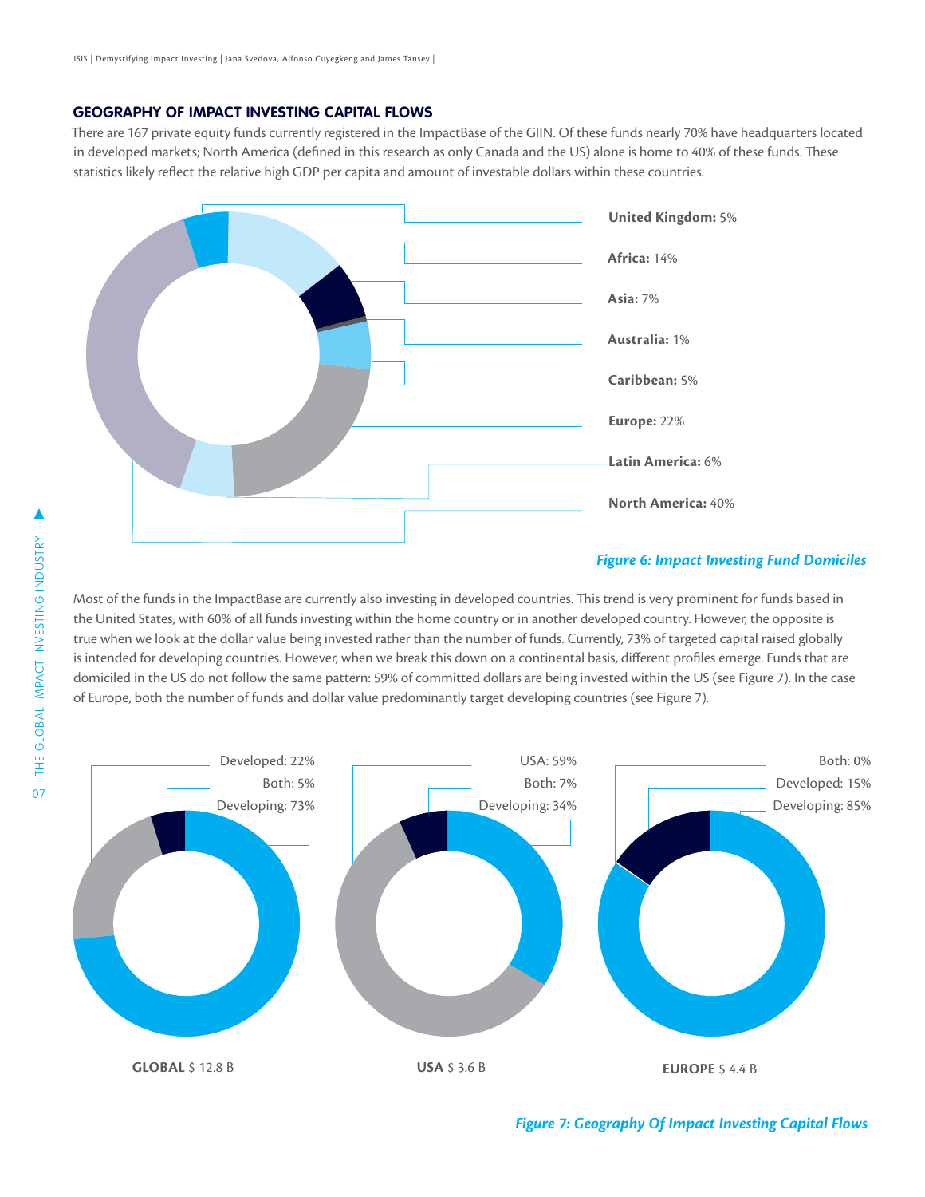## GEOGRAPHY OF IMPACT INVESTING CAPITAL FLOWS

There are 167 private equity funds currently registered in the ImpactBase of the GIIN. Of these funds nearly 70% have headquarters located in developed markets; North America (defined in this research as only Canada and the US) alone is home to 40% of these funds. These statistics likely reflect the relative high GDP per capita and amount of investable dollars within these countries.

**United Kingdom:** 5%
**Africa:** 14%
**Asia:** 7%
**Australia:** 1%
**Caribbean:** 5%
**Europe:** 22%
**Latin America:** 6%
**North America:** 40%

*Figure 6: Impact Investing Fund Domiciles*

Most of the funds in the ImpactBase are currently also investing in developed countries. This trend is very prominent for funds based in the United States, with 60% of all funds investing within the home country or in another developed country. However, the opposite is true when we look at the dollar value being invested rather than the number of funds. Currently, 73% of targeted capital raised globally is intended for developing countries. However, when we break this down on a continental basis, different profiles emerge. Funds that are domiciled in the US do not follow the same pattern: 59% of committed dollars are being invested within the US (see Figure 7). In the case of Europe, both the number of funds and dollar value predominantly target developing countries (see Figure 7).

**GLOBAL** $ 12.8 B
Developed: 22%
Both: 5%
Developing: 73%

**USA** $ 3.6 B
USA: 59%
Both: 7%
Developing: 34%

**EUROPE** $ 4.4 B
Both: 0%
Developed: 15%
Developing: 85%

*Figure 7: Geography Of Impact Investing Capital Flows*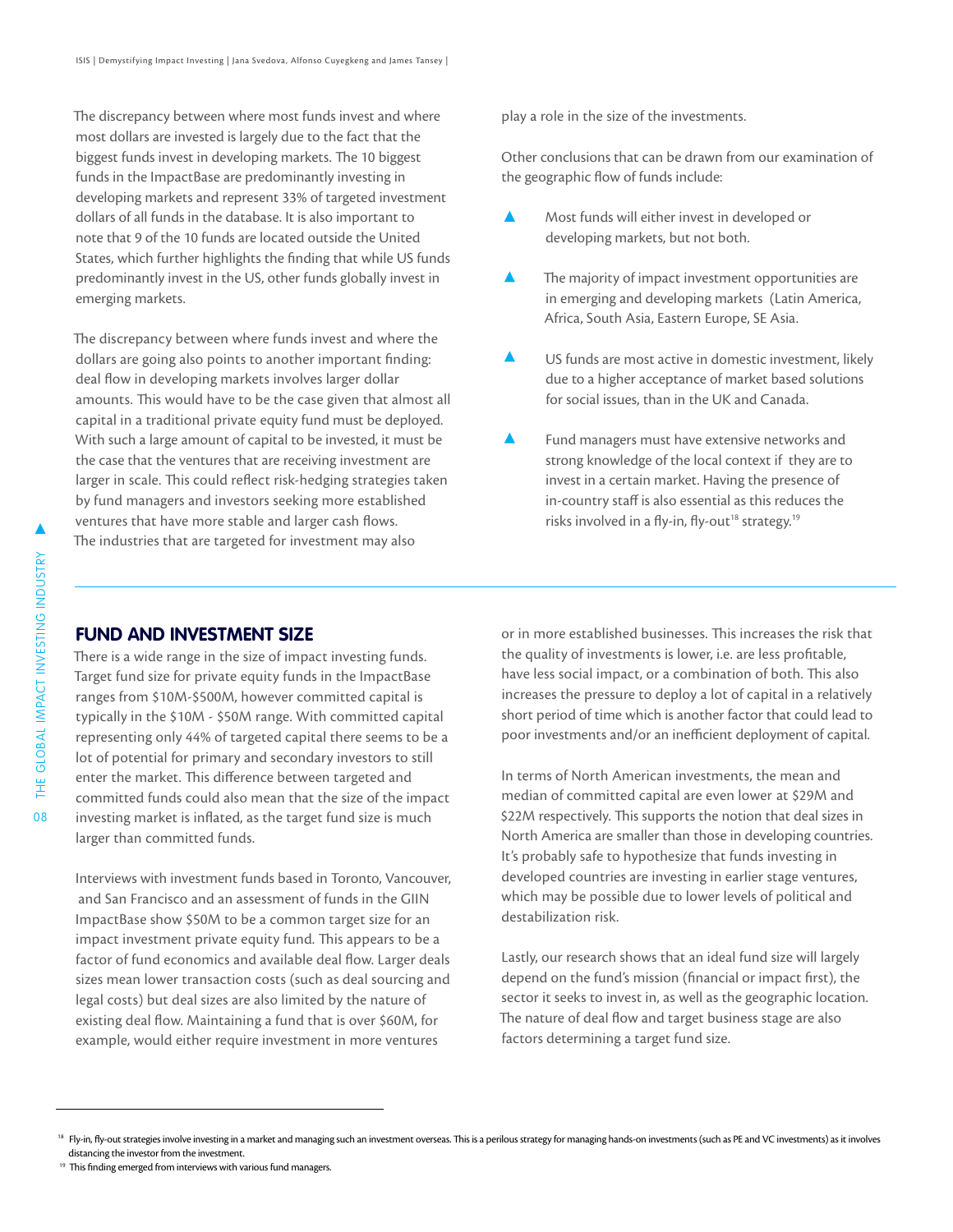The discrepancy between where most funds invest and where most dollars are invested is largely due to the fact that the biggest funds invest in developing markets. The 10 biggest funds in the ImpactBase are predominantly investing in developing markets and represent 33% of targeted investment dollars of all funds in the database. It is also important to note that 9 of the 10 funds are located outside the United States, which further highlights the finding that while US funds predominantly invest in the US, other funds globally invest in emerging markets.

The discrepancy between where funds invest and where the dollars are going also points to another important finding: deal flow in developing markets involves larger dollar amounts. This would have to be the case given that almost all capital in a traditional private equity fund must be deployed. With such a large amount of capital to be invested, it must be the case that the ventures that are receiving investment are larger in scale. This could reflect risk-hedging strategies taken by fund managers and investors seeking more established ventures that have more stable and larger cash flows. The industries that are targeted for investment may also play a role in the size of the investments.

Other conclusions that can be drawn from our examination of the geographic flow of funds include:

- Most funds will either invest in developed or developing markets, but not both.
- The majority of impact investment opportunities are in emerging and developing markets (Latin America, Africa, South Asia, Eastern Europe, SE Asia.
- US funds are most active in domestic investment, likely due to a higher acceptance of market based solutions for social issues, than in the UK and Canada.
- Fund managers must have extensive networks and strong knowledge of the local context if they are to invest in a certain market. Having the presence of in-country staff is also essential as this reduces the risks involved in a fly-in, fly-out[18] strategy.[19]

## FUND AND INVESTMENT SIZE

There is a wide range in the size of impact investing funds. Target fund size for private equity funds in the ImpactBase ranges from $10M-$500M, however committed capital is typically in the $10M - $50M range. With committed capital representing only 44% of targeted capital there seems to be a lot of potential for primary and secondary investors to still enter the market. This difference between targeted and committed funds could also mean that the size of the impact investing market is inflated, as the target fund size is much larger than committed funds.

Interviews with investment funds based in Toronto, Vancouver, and San Francisco and an assessment of funds in the GIIN ImpactBase show $50M to be a common target size for an impact investment private equity fund. This appears to be a factor of fund economics and available deal flow. Larger deals sizes mean lower transaction costs (such as deal sourcing and legal costs) but deal sizes are also limited by the nature of existing deal flow. Maintaining a fund that is over $60M, for example, would either require investment in more ventures or in more established businesses. This increases the risk that the quality of investments is lower, i.e. are less profitable, have less social impact, or a combination of both. This also increases the pressure to deploy a lot of capital in a relatively short period of time which is another factor that could lead to poor investments and/or an inefficient deployment of capital.

In terms of North American investments, the mean and median of committed capital are even lower at $29M and $22M respectively. This supports the notion that deal sizes in North America are smaller than those in developing countries. It's probably safe to hypothesize that funds investing in developed countries are investing in earlier stage ventures, which may be possible due to lower levels of political and destabilization risk.

Lastly, our research shows that an ideal fund size will largely depend on the fund's mission (financial or impact first), the sector it seeks to invest in, as well as the geographic location. The nature of deal flow and target business stage are also factors determining a target fund size.

---

[18] Fly-in, fly-out strategies involve investing in a market and managing such an investment overseas. This is a perilous strategy for managing hands-on investments (such as PE and VC investments) as it involves distancing the investor from the investment.

[19] This finding emerged from interviews with various fund managers.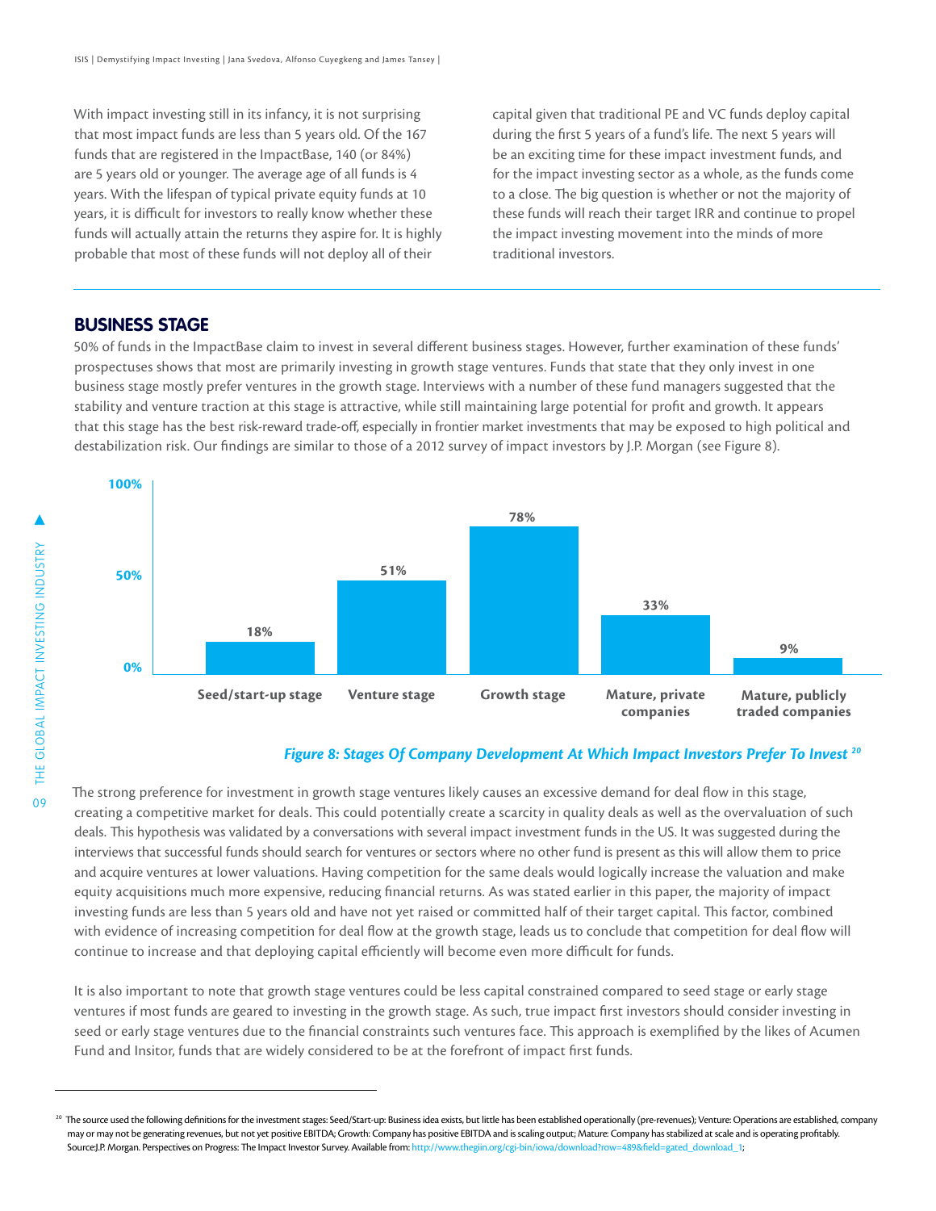With impact investing still in its infancy, it is not surprising that most impact funds are less than 5 years old. Of the 167 funds that are registered in the ImpactBase, 140 (or 84%) are 5 years old or younger. The average age of all funds is 4 years. With the lifespan of typical private equity funds at 10 years, it is difficult for investors to really know whether these funds will actually attain the returns they aspire for. It is highly probable that most of these funds will not deploy all of their capital given that traditional PE and VC funds deploy capital during the first 5 years of a fund's life. The next 5 years will be an exciting time for these impact investment funds, and for the impact investing sector as a whole, as the funds come to a close. The big question is whether or not the majority of these funds will reach their target IRR and continue to propel the impact investing movement into the minds of more traditional investors.

## BUSINESS STAGE

50% of funds in the ImpactBase claim to invest in several different business stages. However, further examination of these funds' prospectuses shows that most are primarily investing in growth stage ventures. Funds that state that they only invest in one business stage mostly prefer ventures in the growth stage. Interviews with a number of these fund managers suggested that the stability and venture traction at this stage is attractive, while still maintaining large potential for profit and growth. It appears that this stage has the best risk-reward trade-off, especially in frontier market investments that may be exposed to high political and destabilization risk. Our findings are similar to those of a 2012 survey of impact investors by J.P. Morgan (see Figure 8).

| Stage | Percentage |
|---|---|
| Seed/start-up stage | 18% |
| Venture stage | 51% |
| Growth stage | 78% |
| Mature, private companies | 33% |
| Mature, publicly traded companies | 9% |

*Figure 8: Stages Of Company Development At Which Impact Investors Prefer To Invest* [20]

The strong preference for investment in growth stage ventures likely causes an excessive demand for deal flow in this stage, creating a competitive market for deals. This could potentially create a scarcity in quality deals as well as the overvaluation of such deals. This hypothesis was validated by a conversations with several impact investment funds in the US. It was suggested during the interviews that successful funds should search for ventures or sectors where no other fund is present as this will allow them to price and acquire ventures at lower valuations. Having competition for the same deals would logically increase the valuation and make equity acquisitions much more expensive, reducing financial returns. As was stated earlier in this paper, the majority of impact investing funds are less than 5 years old and have not yet raised or committed half of their target capital. This factor, combined with evidence of increasing competition for deal flow at the growth stage, leads us to conclude that competition for deal flow will continue to increase and that deploying capital efficiently will become even more difficult for funds.

It is also important to note that growth stage ventures could be less capital constrained compared to seed stage or early stage ventures if most funds are geared to investing in the growth stage. As such, true impact first investors should consider investing in seed or early stage ventures due to the financial constraints such ventures face. This approach is exemplified by the likes of Acumen Fund and Insitor, funds that are widely considered to be at the forefront of impact first funds.

---

[20] The source used the following definitions for the investment stages: Seed/Start-up: Business idea exists, but little has been established operationally (pre-revenues); Venture: Operations are established, company may or may not be generating revenues, but not yet positive EBITDA; Growth: Company has positive EBITDA and is scaling output; Mature: Company has stabilized at scale and is operating profitably. Source:J.P. Morgan. Perspectives on Progress: The Impact Investor Survey. Available from: http://www.thegiin.org/cgi-bin/iowa/download?row=489&field=gated_download_1;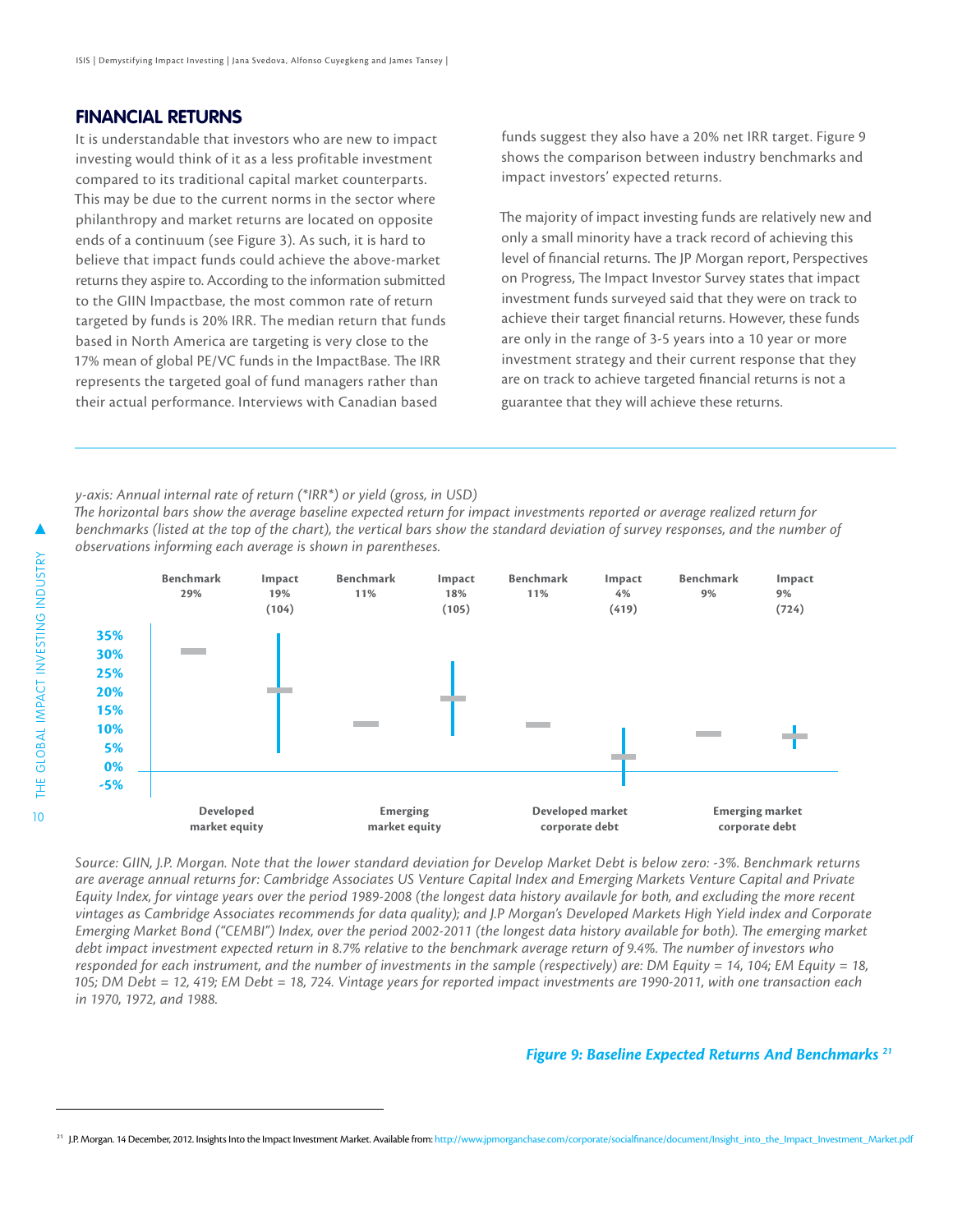## FINANCIAL RETURNS

It is understandable that investors who are new to impact investing would think of it as a less profitable investment compared to its traditional capital market counterparts. This may be due to the current norms in the sector where philanthropy and market returns are located on opposite ends of a continuum (see Figure 3). As such, it is hard to believe that impact funds could achieve the above-market returns they aspire to. According to the information submitted to the GIIN Impactbase, the most common rate of return targeted by funds is 20% IRR. The median return that funds based in North America are targeting is very close to the 17% mean of global PE/VC funds in the ImpactBase. The IRR represents the targeted goal of fund managers rather than their actual performance. Interviews with Canadian based funds suggest they also have a 20% net IRR target. Figure 9 shows the comparison between industry benchmarks and impact investors' expected returns.

The majority of impact investing funds are relatively new and only a small minority have a track record of achieving this level of financial returns. The JP Morgan report, Perspectives on Progress, The Impact Investor Survey states that impact investment funds surveyed said that they were on track to achieve their target financial returns. However, these funds are only in the range of 3-5 years into a 10 year or more investment strategy and their current response that they are on track to achieve targeted financial returns is not a guarantee that they will achieve these returns.

*y-axis: Annual internal rate of return (\*IRR\*) or yield (gross, in USD)*
*The horizontal bars show the average baseline expected return for impact investments reported or average realized return for benchmarks (listed at the top of the chart), the vertical bars show the standard deviation of survey responses, and the number of observations informing each average is shown in parentheses.*

| | Developed market equity | | Emerging market equity | | Developed market corporate debt | | Emerging market corporate debt | |
|---|---|---|---|---|---|---|---|---|
| | Benchmark | Impact | Benchmark | Impact | Benchmark | Impact | Benchmark | Impact |
| Return | 29% | 19% (104) | 11% | 18% (105) | 11% | 4% (419) | 9% | 9% (724) |

*Source: GIIN, J.P. Morgan. Note that the lower standard deviation for Develop Market Debt is below zero: -3%. Benchmark returns are average annual returns for: Cambridge Associates US Venture Capital Index and Emerging Markets Venture Capital and Private Equity Index, for vintage years over the period 1989-2008 (the longest data history availavle for both, and excluding the more recent vintages as Cambridge Associates recommends for data quality); and J.P Morgan's Developed Markets High Yield index and Corporate Emerging Market Bond ("CEMBI") Index, over the period 2002-2011 (the longest data history available for both). The emerging market debt impact investment expected return in 8.7% relative to the benchmark average return of 9.4%. The number of investors who responded for each instrument, and the number of investments in the sample (respectively) are: DM Equity = 14, 104; EM Equity = 18, 105; DM Debt = 12, 419; EM Debt = 18, 724. Vintage years for reported impact investments are 1990-2011, with one transaction each in 1970, 1972, and 1988.*

***Figure 9: Baseline Expected Returns And Benchmarks*** [21]

[21] J.P. Morgan. 14 December, 2012. Insights Into the Impact Investment Market. Available from: http://www.jpmorganchase.com/corporate/socialfinance/document/Insight_into_the_Impact_Investment_Market.pdf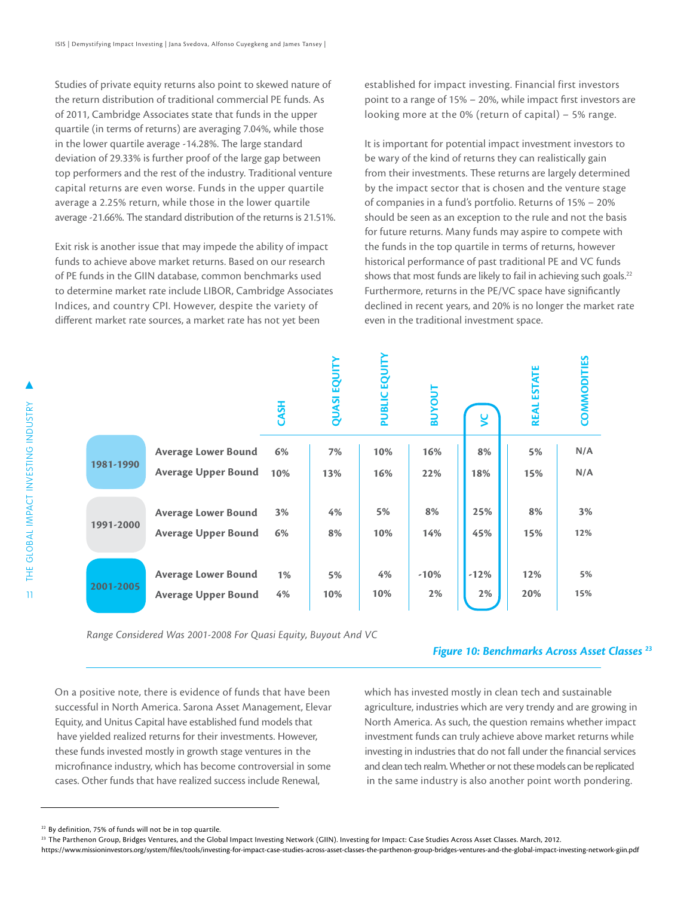Studies of private equity returns also point to skewed nature of the return distribution of traditional commercial PE funds. As of 2011, Cambridge Associates state that funds in the upper quartile (in terms of returns) are averaging 7.04%, while those in the lower quartile average -14.28%. The large standard deviation of 29.33% is further proof of the large gap between top performers and the rest of the industry. Traditional venture capital returns are even worse. Funds in the upper quartile average a 2.25% return, while those in the lower quartile average -21.66%. The standard distribution of the returns is 21.51%.

Exit risk is another issue that may impede the ability of impact funds to achieve above market returns. Based on our research of PE funds in the GIIN database, common benchmarks used to determine market rate include LIBOR, Cambridge Associates Indices, and country CPI. However, despite the variety of different market rate sources, a market rate has not yet been established for impact investing. Financial first investors point to a range of 15% – 20%, while impact first investors are looking more at the 0% (return of capital) – 5% range.

It is important for potential impact investment investors to be wary of the kind of returns they can realistically gain from their investments. These returns are largely determined by the impact sector that is chosen and the venture stage of companies in a fund's portfolio. Returns of 15% – 20% should be seen as an exception to the rule and not the basis for future returns. Many funds may aspire to compete with the funds in the top quartile in terms of returns, however historical performance of past traditional PE and VC funds shows that most funds are likely to fail in achieving such goals.[22] Furthermore, returns in the PE/VC space have significantly declined in recent years, and 20% is no longer the market rate even in the traditional investment space.

| | | CASH | QUASI EQUITY | PUBLIC EQUITY | BUYOUT | VC | REAL ESTATE | COMMODITIES |
|---|---|---|---|---|---|---|---|---|
| 1981-1990 | Average Lower Bound | 6% | 7% | 10% | 16% | 8% | 5% | N/A |
| | Average Upper Bound | 10% | 13% | 16% | 22% | 18% | 15% | N/A |
| 1991-2000 | Average Lower Bound | 3% | 4% | 5% | 8% | 25% | 8% | 3% |
| | Average Upper Bound | 6% | 8% | 10% | 14% | 45% | 15% | 12% |
| 2001-2005 | Average Lower Bound | 1% | 5% | 4% | -10% | -12% | 12% | 5% |
| | Average Upper Bound | 4% | 10% | 10% | 2% | 2% | 20% | 15% |

*Range Considered Was 2001-2008 For Quasi Equity, Buyout And VC*

***Figure 10: Benchmarks Across Asset Classes*** [23]

On a positive note, there is evidence of funds that have been successful in North America. Sarona Asset Management, Elevar Equity, and Unitus Capital have established fund models that have yielded realized returns for their investments. However, these funds invested mostly in growth stage ventures in the microfinance industry, which has become controversial in some cases. Other funds that have realized success include Renewal, which has invested mostly in clean tech and sustainable agriculture, industries which are very trendy and are growing in North America. As such, the question remains whether impact investment funds can truly achieve above market returns while investing in industries that do not fall under the financial services and clean tech realm. Whether or not these models can be replicated in the same industry is also another point worth pondering.

[22] By definition, 75% of funds will not be in top quartile.

[23] The Parthenon Group, Bridges Ventures, and the Global Impact Investing Network (GIIN). Investing for Impact: Case Studies Across Asset Classes. March, 2012. https://www.missioninvestors.org/system/files/tools/investing-for-impact-case-studies-across-asset-classes-the-parthenon-group-bridges-ventures-and-the-global-impact-investing-network-giin.pdf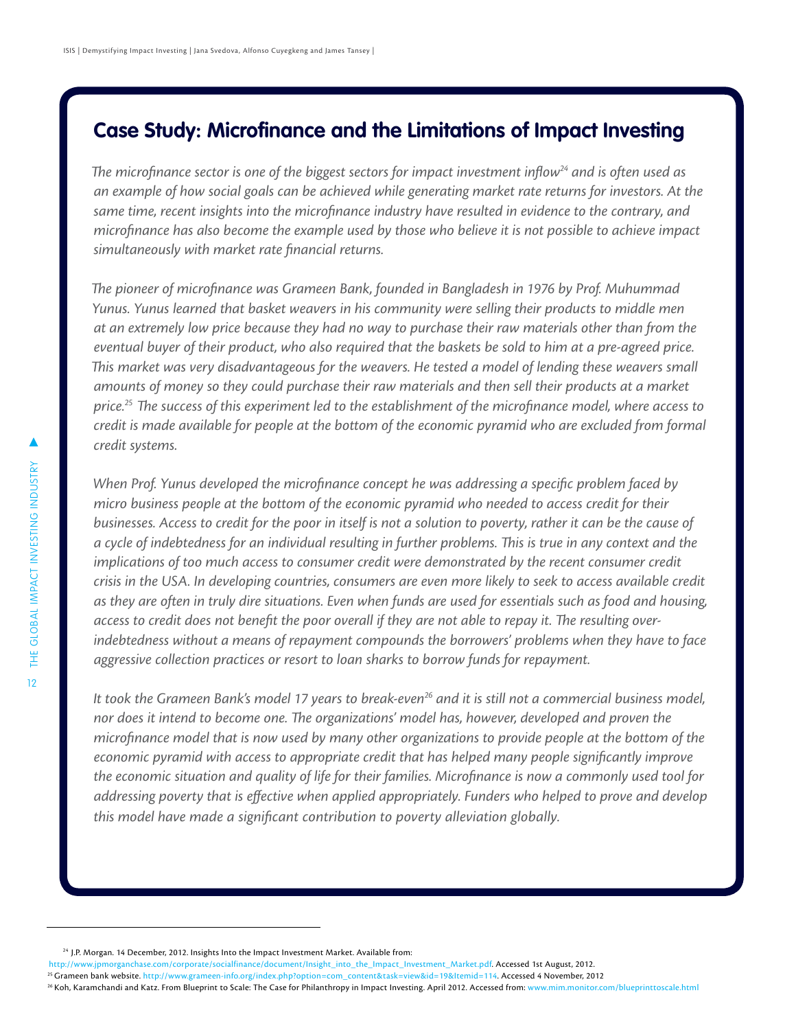## Case Study: Microfinance and the Limitations of Impact Investing

*The microfinance sector is one of the biggest sectors for impact investment inflow[24] and is often used as an example of how social goals can be achieved while generating market rate returns for investors. At the same time, recent insights into the microfinance industry have resulted in evidence to the contrary, and microfinance has also become the example used by those who believe it is not possible to achieve impact simultaneously with market rate financial returns.*

*The pioneer of microfinance was Grameen Bank, founded in Bangladesh in 1976 by Prof. Muhummad Yunus. Yunus learned that basket weavers in his community were selling their products to middle men at an extremely low price because they had no way to purchase their raw materials other than from the eventual buyer of their product, who also required that the baskets be sold to him at a pre-agreed price. This market was very disadvantageous for the weavers. He tested a model of lending these weavers small amounts of money so they could purchase their raw materials and then sell their products at a market price.[25] The success of this experiment led to the establishment of the microfinance model, where access to credit is made available for people at the bottom of the economic pyramid who are excluded from formal credit systems.*

*When Prof. Yunus developed the microfinance concept he was addressing a specific problem faced by micro business people at the bottom of the economic pyramid who needed to access credit for their businesses. Access to credit for the poor in itself is not a solution to poverty, rather it can be the cause of a cycle of indebtedness for an individual resulting in further problems. This is true in any context and the implications of too much access to consumer credit were demonstrated by the recent consumer credit crisis in the USA. In developing countries, consumers are even more likely to seek to access available credit as they are often in truly dire situations. Even when funds are used for essentials such as food and housing, access to credit does not benefit the poor overall if they are not able to repay it. The resulting over-indebtedness without a means of repayment compounds the borrowers' problems when they have to face aggressive collection practices or resort to loan sharks to borrow funds for repayment.*

*It took the Grameen Bank's model 17 years to break-even[26] and it is still not a commercial business model, nor does it intend to become one. The organizations' model has, however, developed and proven the microfinance model that is now used by many other organizations to provide people at the bottom of the economic pyramid with access to appropriate credit that has helped many people significantly improve the economic situation and quality of life for their families. Microfinance is now a commonly used tool for addressing poverty that is effective when applied appropriately. Funders who helped to prove and develop this model have made a significant contribution to poverty alleviation globally.*

---

[24] J.P. Morgan. 14 December, 2012. Insights Into the Impact Investment Market. Available from: http://www.jpmorganchase.com/corporate/socialfinance/document/Insight_into_the_Impact_Investment_Market.pdf. Accessed 1st August, 2012.

[25] Grameen bank website. http://www.grameen-info.org/index.php?option=com_content&task=view&id=19&Itemid=114. Accessed 4 November, 2012

[26] Koh, Karamchandi and Katz. From Blueprint to Scale: The Case for Philanthropy in Impact Investing. April 2012. Accessed from: www.mim.monitor.com/blueprinttoscale.html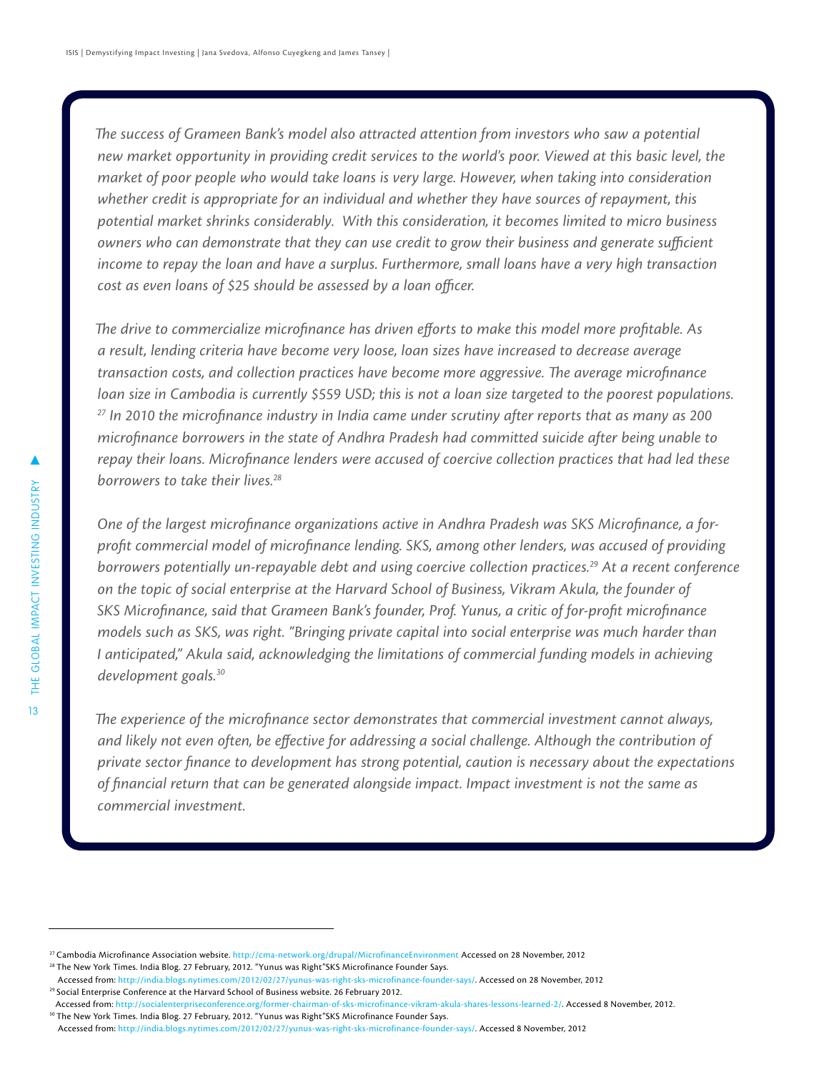*The success of Grameen Bank's model also attracted attention from investors who saw a potential new market opportunity in providing credit services to the world's poor. Viewed at this basic level, the market of poor people who would take loans is very large. However, when taking into consideration whether credit is appropriate for an individual and whether they have sources of repayment, this potential market shrinks considerably. With this consideration, it becomes limited to micro business owners who can demonstrate that they can use credit to grow their business and generate sufficient income to repay the loan and have a surplus. Furthermore, small loans have a very high transaction cost as even loans of $25 should be assessed by a loan officer.*

*The drive to commercialize microfinance has driven efforts to make this model more profitable. As a result, lending criteria have become very loose, loan sizes have increased to decrease average transaction costs, and collection practices have become more aggressive. The average microfinance loan size in Cambodia is currently $559 USD; this is not a loan size targeted to the poorest populations.[27] In 2010 the microfinance industry in India came under scrutiny after reports that as many as 200 microfinance borrowers in the state of Andhra Pradesh had committed suicide after being unable to repay their loans. Microfinance lenders were accused of coercive collection practices that had led these borrowers to take their lives.[28]*

*One of the largest microfinance organizations active in Andhra Pradesh was SKS Microfinance, a for-profit commercial model of microfinance lending. SKS, among other lenders, was accused of providing borrowers potentially un-repayable debt and using coercive collection practices.[29] At a recent conference on the topic of social enterprise at the Harvard School of Business, Vikram Akula, the founder of SKS Microfinance, said that Grameen Bank's founder, Prof. Yunus, a critic of for-profit microfinance models such as SKS, was right. "Bringing private capital into social enterprise was much harder than I anticipated," Akula said, acknowledging the limitations of commercial funding models in achieving development goals.[30]*

*The experience of the microfinance sector demonstrates that commercial investment cannot always, and likely not even often, be effective for addressing a social challenge. Although the contribution of private sector finance to development has strong potential, caution is necessary about the expectations of financial return that can be generated alongside impact. Impact investment is not the same as commercial investment.*

---

[27] Cambodia Microfinance Association website. http://cma-network.org/drupal/MicrofinanceEnvironment Accessed on 28 November, 2012

[28] The New York Times. India Blog. 27 February, 2012. "Yunus was Right"SKS Microfinance Founder Says. Accessed from: http://india.blogs.nytimes.com/2012/02/27/yunus-was-right-sks-microfinance-founder-says/. Accessed on 28 November, 2012

[29] Social Enterprise Conference at the Harvard School of Business website. 26 February 2012. Accessed from: http://socialenterpriseconference.org/former-chairman-of-sks-microfinance-vikram-akula-shares-lessons-learned-2/. Accessed 8 November, 2012.

[30] The New York Times. India Blog. 27 February, 2012. "Yunus was Right"SKS Microfinance Founder Says. Accessed from: http://india.blogs.nytimes.com/2012/02/27/yunus-was-right-sks-microfinance-founder-says/. Accessed 8 November, 2012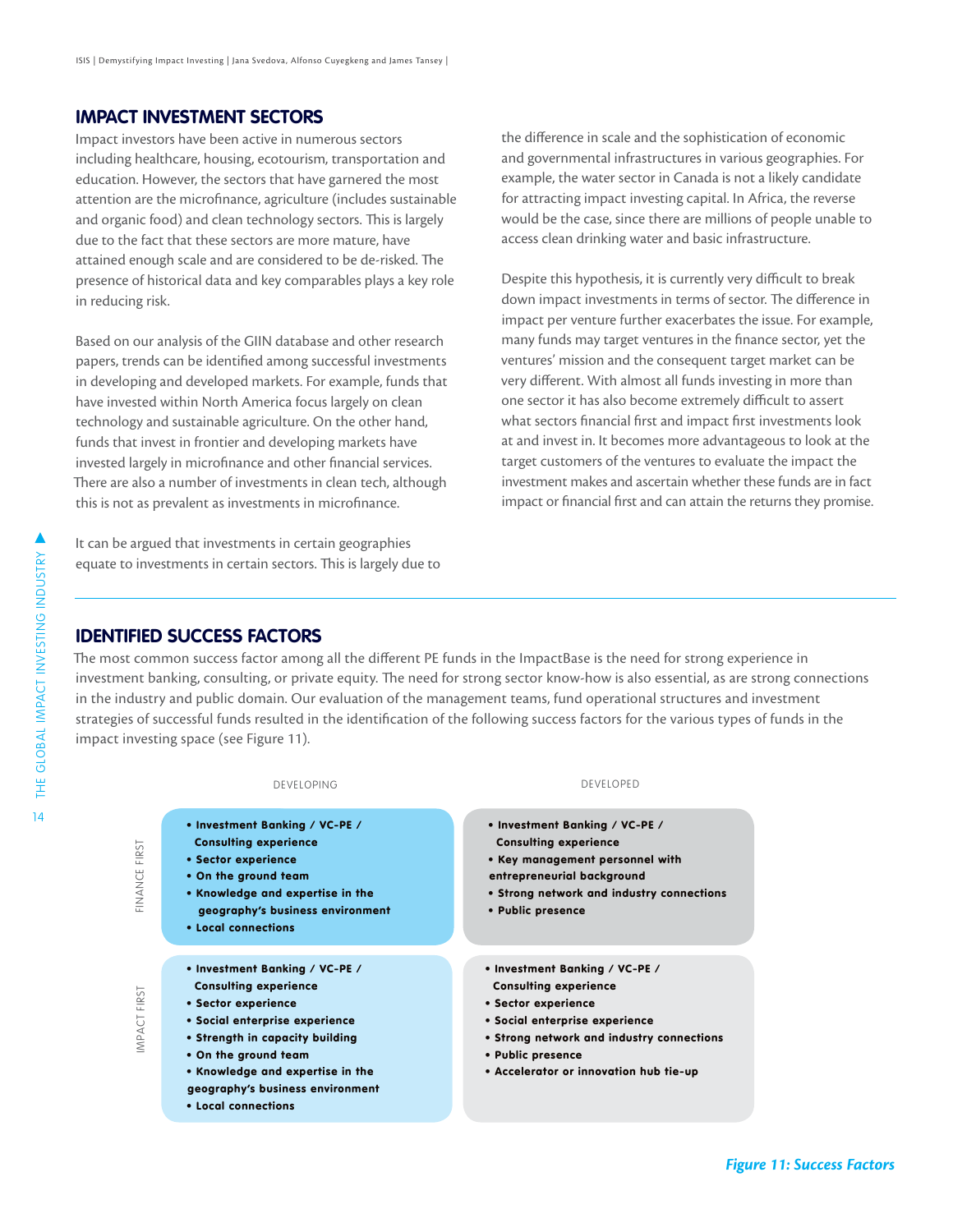## IMPACT INVESTMENT SECTORS

Impact investors have been active in numerous sectors including healthcare, housing, ecotourism, transportation and education. However, the sectors that have garnered the most attention are the microfinance, agriculture (includes sustainable and organic food) and clean technology sectors. This is largely due to the fact that these sectors are more mature, have attained enough scale and are considered to be de-risked. The presence of historical data and key comparables plays a key role in reducing risk.

Based on our analysis of the GIIN database and other research papers, trends can be identified among successful investments in developing and developed markets. For example, funds that have invested within North America focus largely on clean technology and sustainable agriculture. On the other hand, funds that invest in frontier and developing markets have invested largely in microfinance and other financial services. There are also a number of investments in clean tech, although this is not as prevalent as investments in microfinance.

It can be argued that investments in certain geographies equate to investments in certain sectors. This is largely due to the difference in scale and the sophistication of economic and governmental infrastructures in various geographies. For example, the water sector in Canada is not a likely candidate for attracting impact investing capital. In Africa, the reverse would be the case, since there are millions of people unable to access clean drinking water and basic infrastructure.

Despite this hypothesis, it is currently very difficult to break down impact investments in terms of sector. The difference in impact per venture further exacerbates the issue. For example, many funds may target ventures in the finance sector, yet the ventures' mission and the consequent target market can be very different. With almost all funds investing in more than one sector it has also become extremely difficult to assert what sectors financial first and impact first investments look at and invest in. It becomes more advantageous to look at the target customers of the ventures to evaluate the impact the investment makes and ascertain whether these funds are in fact impact or financial first and can attain the returns they promise.

## IDENTIFIED SUCCESS FACTORS

The most common success factor among all the different PE funds in the ImpactBase is the need for strong experience in investment banking, consulting, or private equity. The need for strong sector know-how is also essential, as are strong connections in the industry and public domain. Our evaluation of the management teams, fund operational structures and investment strategies of successful funds resulted in the identification of the following success factors for the various types of funds in the impact investing space (see Figure 11).

| | DEVELOPING | DEVELOPED |
|---|---|---|
| FINANCE FIRST | • Investment Banking / VC-PE / Consulting experience<br>• Sector experience<br>• On the ground team<br>• Knowledge and expertise in the geography's business environment<br>• Local connections | • Investment Banking / VC-PE / Consulting experience<br>• Key management personnel with entrepreneurial background<br>• Strong network and industry connections<br>• Public presence |
| IMPACT FIRST | • Investment Banking / VC-PE / Consulting experience<br>• Sector experience<br>• Social enterprise experience<br>• Strength in capacity building<br>• On the ground team<br>• Knowledge and expertise in the geography's business environment<br>• Local connections | • Investment Banking / VC-PE / Consulting experience<br>• Sector experience<br>• Social enterprise experience<br>• Strong network and industry connections<br>• Public presence<br>• Accelerator or innovation hub tie-up |

*Figure 11: Success Factors*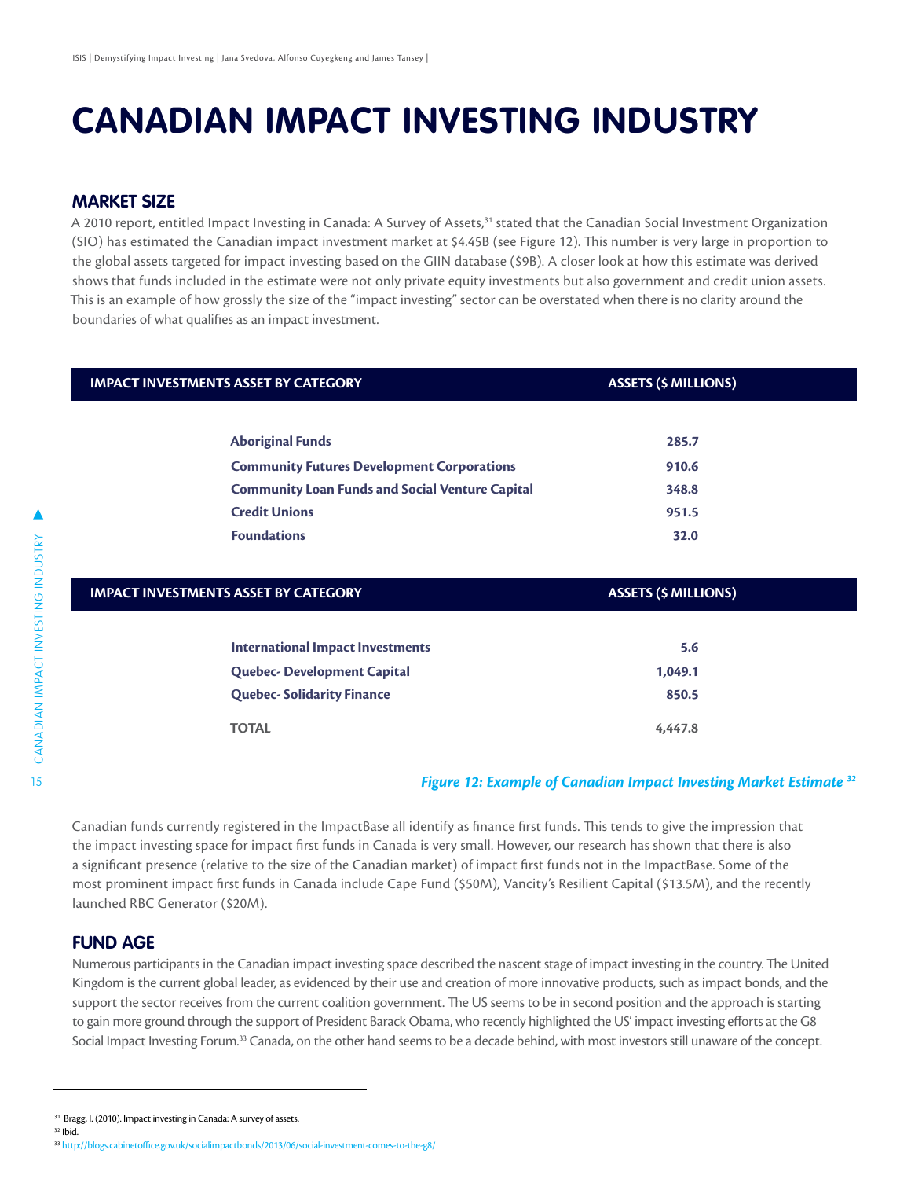# CANADIAN IMPACT INVESTING INDUSTRY

## MARKET SIZE

A 2010 report, entitled Impact Investing in Canada: A Survey of Assets,[31] stated that the Canadian Social Investment Organization (SIO) has estimated the Canadian impact investment market at $4.45B (see Figure 12). This number is very large in proportion to the global assets targeted for impact investing based on the GIIN database ($9B). A closer look at how this estimate was derived shows that funds included in the estimate were not only private equity investments but also government and credit union assets. This is an example of how grossly the size of the "impact investing" sector can be overstated when there is no clarity around the boundaries of what qualifies as an impact investment.

| IMPACT INVESTMENTS ASSET BY CATEGORY | ASSETS ($ MILLIONS) |
|---|---|
| **Aboriginal Funds** | **285.7** |
| **Community Futures Development Corporations** | **910.6** |
| **Community Loan Funds and Social Venture Capital** | **348.8** |
| **Credit Unions** | **951.5** |
| **Foundations** | **32.0** |
| **International Impact Investments** | **5.6** |
| **Quebec- Development Capital** | **1,049.1** |
| **Quebec- Solidarity Finance** | **850.5** |
| **TOTAL** | **4,447.8** |

*Figure 12: Example of Canadian Impact Investing Market Estimate* [32]

Canadian funds currently registered in the ImpactBase all identify as finance first funds. This tends to give the impression that the impact investing space for impact first funds in Canada is very small. However, our research has shown that there is also a significant presence (relative to the size of the Canadian market) of impact first funds not in the ImpactBase. Some of the most prominent impact first funds in Canada include Cape Fund ($50M), Vancity's Resilient Capital ($13.5M), and the recently launched RBC Generator ($20M).

## FUND AGE

Numerous participants in the Canadian impact investing space described the nascent stage of impact investing in the country. The United Kingdom is the current global leader, as evidenced by their use and creation of more innovative products, such as impact bonds, and the support the sector receives from the current coalition government. The US seems to be in second position and the approach is starting to gain more ground through the support of President Barack Obama, who recently highlighted the US' impact investing efforts at the G8 Social Impact Investing Forum.[33] Canada, on the other hand seems to be a decade behind, with most investors still unaware of the concept.

---

[31] Bragg, I. (2010). Impact investing in Canada: A survey of assets.

[32] Ibid.

[33] http://blogs.cabinetoffice.gov.uk/socialimpactbonds/2013/06/social-investment-comes-to-the-g8/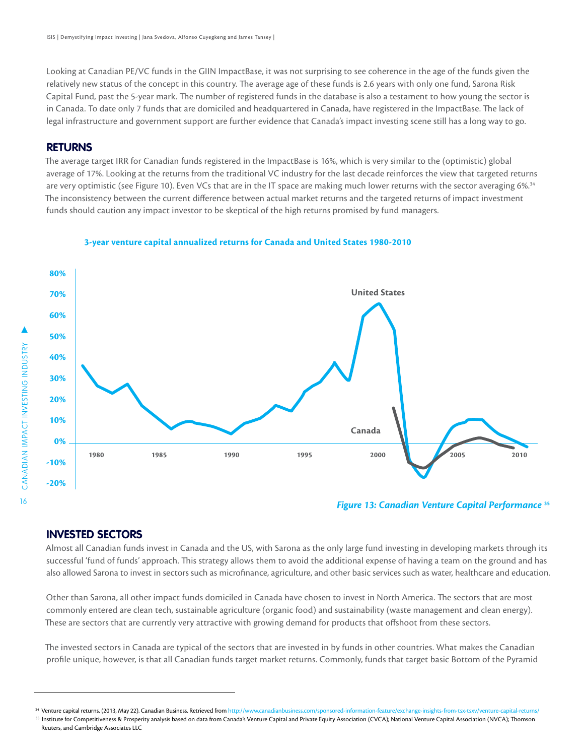Looking at Canadian PE/VC funds in the GIIN ImpactBase, it was not surprising to see coherence in the age of the funds given the relatively new status of the concept in this country. The average age of these funds is 2.6 years with only one fund, Sarona Risk Capital Fund, past the 5-year mark. The number of registered funds in the database is also a testament to how young the sector is in Canada. To date only 7 funds that are domiciled and headquartered in Canada, have registered in the ImpactBase. The lack of legal infrastructure and government support are further evidence that Canada's impact investing scene still has a long way to go.

## RETURNS

The average target IRR for Canadian funds registered in the ImpactBase is 16%, which is very similar to the (optimistic) global average of 17%. Looking at the returns from the traditional VC industry for the last decade reinforces the view that targeted returns are very optimistic (see Figure 10). Even VCs that are in the IT space are making much lower returns with the sector averaging 6%.[34] The inconsistency between the current difference between actual market returns and the targeted returns of impact investment funds should caution any impact investor to be skeptical of the high returns promised by fund managers.

**3-year venture capital annualized returns for Canada and United States 1980-2010**

*Figure 13: Canadian Venture Capital Performance* [35]

## INVESTED SECTORS

Almost all Canadian funds invest in Canada and the US, with Sarona as the only large fund investing in developing markets through its successful 'fund of funds' approach. This strategy allows them to avoid the additional expense of having a team on the ground and has also allowed Sarona to invest in sectors such as microfinance, agriculture, and other basic services such as water, healthcare and education.

Other than Sarona, all other impact funds domiciled in Canada have chosen to invest in North America. The sectors that are most commonly entered are clean tech, sustainable agriculture (organic food) and sustainability (waste management and clean energy). These are sectors that are currently very attractive with growing demand for products that offshoot from these sectors.

The invested sectors in Canada are typical of the sectors that are invested in by funds in other countries. What makes the Canadian profile unique, however, is that all Canadian funds target market returns. Commonly, funds that target basic Bottom of the Pyramid

---

[34] Venture capital returns. (2013, May 22). Canadian Business. Retrieved from http://www.canadianbusiness.com/sponsored-information-feature/exchange-insights-from-tsx-tsxv/venture-capital-returns/

[35] Institute for Competitiveness & Prosperity analysis based on data from Canada's Venture Capital and Private Equity Association (CVCA); National Venture Capital Association (NVCA); Thomson Reuters, and Cambridge Associates LLC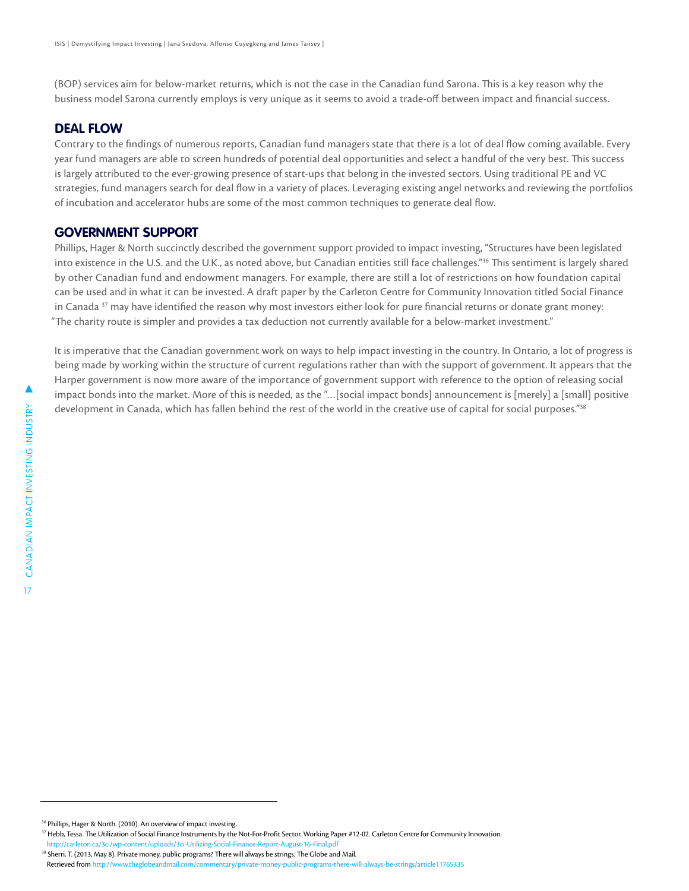(BOP) services aim for below-market returns, which is not the case in the Canadian fund Sarona. This is a key reason why the business model Sarona currently employs is very unique as it seems to avoid a trade-off between impact and financial success.

## DEAL FLOW

Contrary to the findings of numerous reports, Canadian fund managers state that there is a lot of deal flow coming available. Every year fund managers are able to screen hundreds of potential deal opportunities and select a handful of the very best. This success is largely attributed to the ever-growing presence of start-ups that belong in the invested sectors. Using traditional PE and VC strategies, fund managers search for deal flow in a variety of places. Leveraging existing angel networks and reviewing the portfolios of incubation and accelerator hubs are some of the most common techniques to generate deal flow.

## GOVERNMENT SUPPORT

Phillips, Hager & North succinctly described the government support provided to impact investing, "Structures have been legislated into existence in the U.S. and the U.K., as noted above, but Canadian entities still face challenges."[36] This sentiment is largely shared by other Canadian fund and endowment managers. For example, there are still a lot of restrictions on how foundation capital can be used and in what it can be invested. A draft paper by the Carleton Centre for Community Innovation titled Social Finance in Canada [37] may have identified the reason why most investors either look for pure financial returns or donate grant money: "The charity route is simpler and provides a tax deduction not currently available for a below-market investment."

It is imperative that the Canadian government work on ways to help impact investing in the country. In Ontario, a lot of progress is being made by working within the structure of current regulations rather than with the support of government. It appears that the Harper government is now more aware of the importance of government support with reference to the option of releasing social impact bonds into the market. More of this is needed, as the "…[social impact bonds] announcement is [merely] a [small] positive development in Canada, which has fallen behind the rest of the world in the creative use of capital for social purposes."[38]

---

[36] Phillips, Hager & North. (2010). An overview of impact investing.

[37] Hebb, Tessa. The Utilization of Social Finance Instruments by the Not-For-Profit Sector. Working Paper #12-02. Carleton Centre for Community Innovation. http://carleton.ca/3ci/wp-content/uploads/3ci-Utilizing-Social-Finance-Report-August-16-Final.pdf

[38] Sherri, T. (2013, May 8). Private money, public programs? There will always be strings. The Globe and Mail. Retrieved from http://www.theglobeandmail.com/commentary/private-money-public-programs-there-will-always-be-strings/article11765335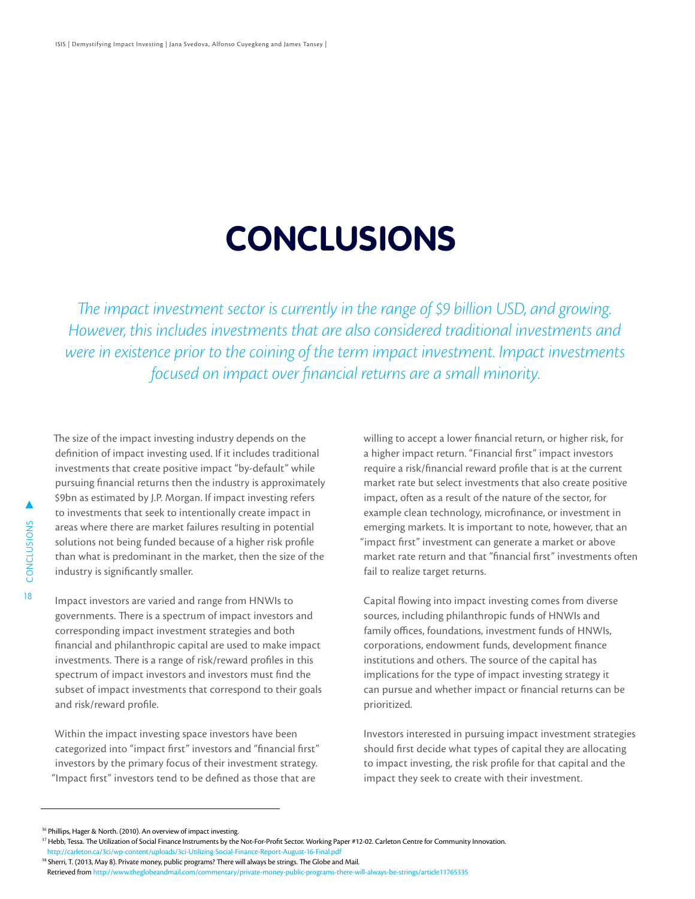# CONCLUSIONS

*The impact investment sector is currently in the range of $9 billion USD, and growing. However, this includes investments that are also considered traditional investments and were in existence prior to the coining of the term impact investment. Impact investments focused on impact over financial returns are a small minority.*

The size of the impact investing industry depends on the definition of impact investing used. If it includes traditional investments that create positive impact "by-default" while pursuing financial returns then the industry is approximately $9bn as estimated by J.P. Morgan. If impact investing refers to investments that seek to intentionally create impact in areas where there are market failures resulting in potential solutions not being funded because of a higher risk profile than what is predominant in the market, then the size of the industry is significantly smaller.

Impact investors are varied and range from HNWIs to governments. There is a spectrum of impact investors and corresponding impact investment strategies and both financial and philanthropic capital are used to make impact investments. There is a range of risk/reward profiles in this spectrum of impact investors and investors must find the subset of impact investments that correspond to their goals and risk/reward profile.

Within the impact investing space investors have been categorized into "impact first" investors and "financial first" investors by the primary focus of their investment strategy. "Impact first" investors tend to be defined as those that are willing to accept a lower financial return, or higher risk, for a higher impact return. "Financial first" impact investors require a risk/financial reward profile that is at the current market rate but select investments that also create positive impact, often as a result of the nature of the sector, for example clean technology, microfinance, or investment in emerging markets. It is important to note, however, that an "impact first" investment can generate a market or above market rate return and that "financial first" investments often fail to realize target returns.

Capital flowing into impact investing comes from diverse sources, including philanthropic funds of HNWIs and family offices, foundations, investment funds of HNWIs, corporations, endowment funds, development finance institutions and others. The source of the capital has implications for the type of impact investing strategy it can pursue and whether impact or financial returns can be prioritized.

Investors interested in pursuing impact investment strategies should first decide what types of capital they are allocating to impact investing, the risk profile for that capital and the impact they seek to create with their investment.

---

[36] Phillips, Hager & North. (2010). An overview of impact investing.

[37] Hebb, Tessa. The Utilization of Social Finance Instruments by the Not-For-Profit Sector. Working Paper #12-02. Carleton Centre for Community Innovation. http://carleton.ca/3ci/wp-content/uploads/3ci-Utilizing-Social-Finance-Report-August-16-Final.pdf

[38] Sherri, T. (2013, May 8). Private money, public programs? There will always be strings. The Globe and Mail. Retrieved from http://www.theglobeandmail.com/commentary/private-money-public-programs-there-will-always-be-strings/article11765335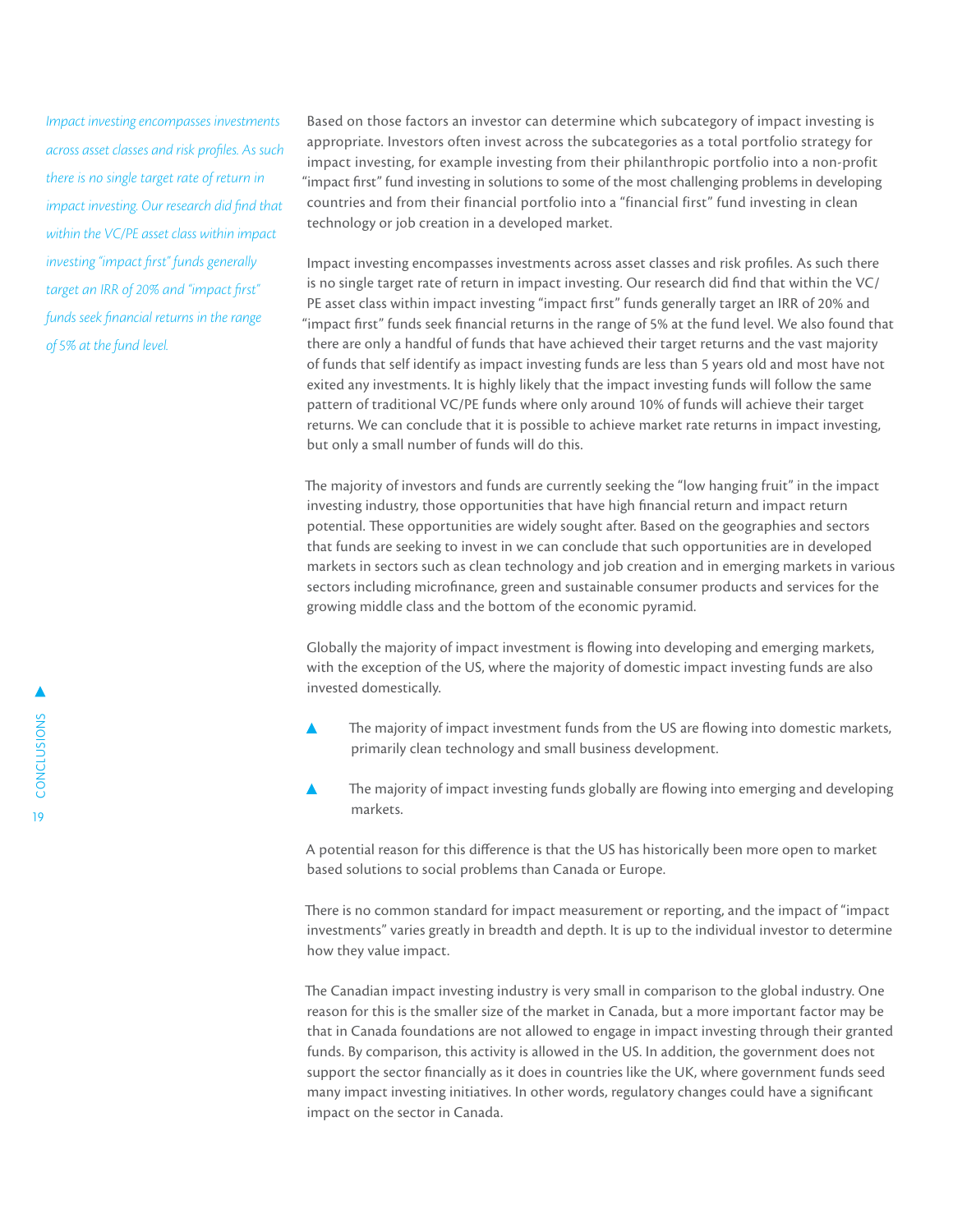*Impact investing encompasses investments across asset classes and risk profiles. As such there is no single target rate of return in impact investing. Our research did find that within the VC/PE asset class within impact investing "impact first" funds generally target an IRR of 20% and "impact first" funds seek financial returns in the range of 5% at the fund level.*

Based on those factors an investor can determine which subcategory of impact investing is appropriate. Investors often invest across the subcategories as a total portfolio strategy for impact investing, for example investing from their philanthropic portfolio into a non-profit "impact first" fund investing in solutions to some of the most challenging problems in developing countries and from their financial portfolio into a "financial first" fund investing in clean technology or job creation in a developed market.

Impact investing encompasses investments across asset classes and risk profiles. As such there is no single target rate of return in impact investing. Our research did find that within the VC/PE asset class within impact investing "impact first" funds generally target an IRR of 20% and "impact first" funds seek financial returns in the range of 5% at the fund level. We also found that there are only a handful of funds that have achieved their target returns and the vast majority of funds that self identify as impact investing funds are less than 5 years old and most have not exited any investments. It is highly likely that the impact investing funds will follow the same pattern of traditional VC/PE funds where only around 10% of funds will achieve their target returns. We can conclude that it is possible to achieve market rate returns in impact investing, but only a small number of funds will do this.

The majority of investors and funds are currently seeking the "low hanging fruit" in the impact investing industry, those opportunities that have high financial return and impact return potential. These opportunities are widely sought after. Based on the geographies and sectors that funds are seeking to invest in we can conclude that such opportunities are in developed markets in sectors such as clean technology and job creation and in emerging markets in various sectors including microfinance, green and sustainable consumer products and services for the growing middle class and the bottom of the economic pyramid.

Globally the majority of impact investment is flowing into developing and emerging markets, with the exception of the US, where the majority of domestic impact investing funds are also invested domestically.

- The majority of impact investment funds from the US are flowing into domestic markets, primarily clean technology and small business development.
- The majority of impact investing funds globally are flowing into emerging and developing markets.

A potential reason for this difference is that the US has historically been more open to market based solutions to social problems than Canada or Europe.

There is no common standard for impact measurement or reporting, and the impact of "impact investments" varies greatly in breadth and depth. It is up to the individual investor to determine how they value impact.

The Canadian impact investing industry is very small in comparison to the global industry. One reason for this is the smaller size of the market in Canada, but a more important factor may be that in Canada foundations are not allowed to engage in impact investing through their granted funds. By comparison, this activity is allowed in the US. In addition, the government does not support the sector financially as it does in countries like the UK, where government funds seed many impact investing initiatives. In other words, regulatory changes could have a significant impact on the sector in Canada.